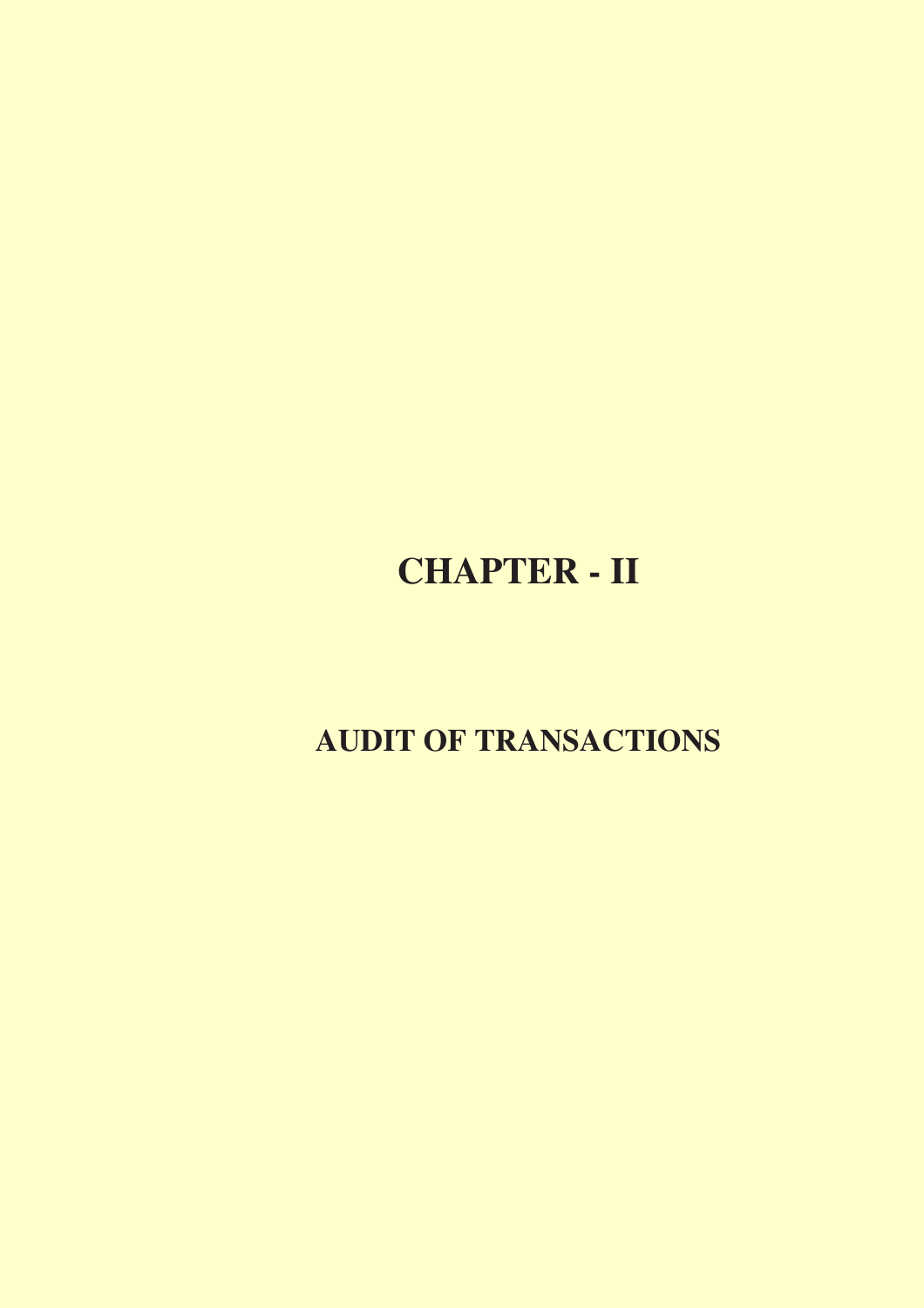# CHAPTER - II

## AUDIT OF TRANSACTIONS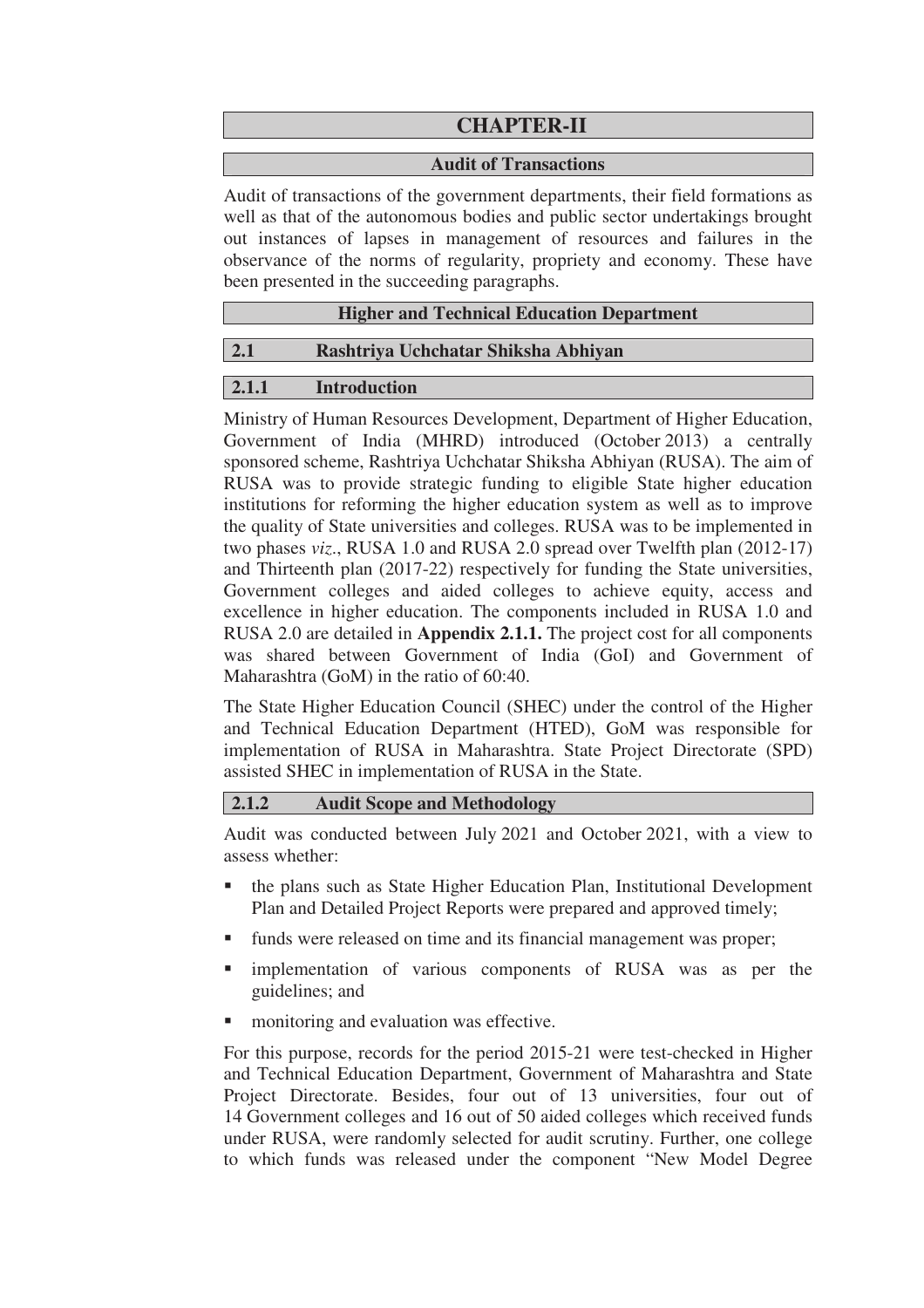# CHAPTER-II

## Audit of Transactions

Audit of transactions of the government departments, their field formations as well as that of the autonomous bodies and public sector undertakings brought out instances of lapses in management of resources and failures in the observance of the norms of regularity, propriety and economy. These have been presented in the succeeding paragraphs.

## Higher and Technical Education Department

## 2.1 Rashtriya Uchchatar Shiksha Abhiyan

### 2.1.1 Introduction

Ministry of Human Resources Development, Department of Higher Education, Government of India (MHRD) introduced (October 2013) a centrally sponsored scheme, Rashtriya Uchchatar Shiksha Abhiyan (RUSA). The aim of RUSA was to provide strategic funding to eligible State higher education institutions for reforming the higher education system as well as to improve the quality of State universities and colleges. RUSA was to be implemented in two phases *viz.*, RUSA 1.0 and RUSA 2.0 spread over Twelfth plan (2012-17) and Thirteenth plan (2017-22) respectively for funding the State universities, Government colleges and aided colleges to achieve equity, access and excellence in higher education. The components included in RUSA 1.0 and RUSA 2.0 are detailed in **Appendix 2.1.1.** The project cost for all components was shared between Government of India (GoI) and Government of Maharashtra (GoM) in the ratio of 60:40.

The State Higher Education Council (SHEC) under the control of the Higher and Technical Education Department (HTED), GoM was responsible for implementation of RUSA in Maharashtra. State Project Directorate (SPD) assisted SHEC in implementation of RUSA in the State.

### 2.1.2 Audit Scope and Methodology

Audit was conducted between July 2021 and October 2021, with a view to assess whether:

- the plans such as State Higher Education Plan, Institutional Development Plan and Detailed Project Reports were prepared and approved timely;
- funds were released on time and its financial management was proper;
- implementation of various components of RUSA was as per the guidelines; and
- monitoring and evaluation was effective.

For this purpose, records for the period 2015-21 were test-checked in Higher and Technical Education Department, Government of Maharashtra and State Project Directorate. Besides, four out of 13 universities, four out of 14 Government colleges and 16 out of 50 aided colleges which received funds under RUSA, were randomly selected for audit scrutiny. Further, one college to which funds was released under the component "New Model Degree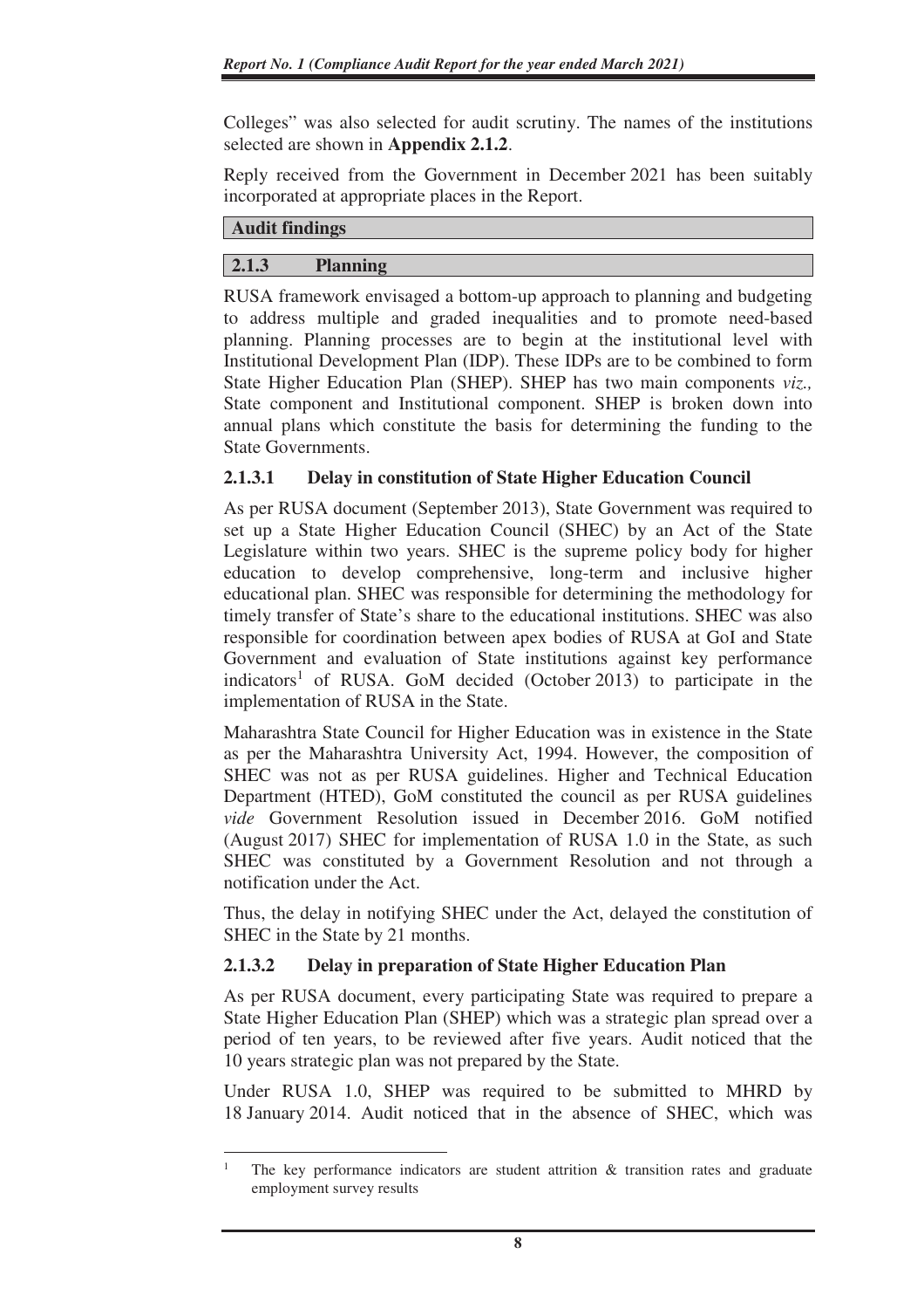Colleges" was also selected for audit scrutiny. The names of the institutions selected are shown in **Appendix 2.1.2**.

Reply received from the Government in December 2021 has been suitably incorporated at appropriate places in the Report.

## Audit findings

### 2.1.3 Planning

RUSA framework envisaged a bottom-up approach to planning and budgeting to address multiple and graded inequalities and to promote need-based planning. Planning processes are to begin at the institutional level with Institutional Development Plan (IDP). These IDPs are to be combined to form State Higher Education Plan (SHEP). SHEP has two main components *viz.,* State component and Institutional component. SHEP is broken down into annual plans which constitute the basis for determining the funding to the State Governments.

#### 2.1.3.1 Delay in constitution of State Higher Education Council

As per RUSA document (September 2013), State Government was required to set up a State Higher Education Council (SHEC) by an Act of the State Legislature within two years. SHEC is the supreme policy body for higher education to develop comprehensive, long-term and inclusive higher educational plan. SHEC was responsible for determining the methodology for timely transfer of State's share to the educational institutions. SHEC was also responsible for coordination between apex bodies of RUSA at GoI and State Government and evaluation of State institutions against key performance indicators[1] of RUSA. GoM decided (October 2013) to participate in the implementation of RUSA in the State.

Maharashtra State Council for Higher Education was in existence in the State as per the Maharashtra University Act, 1994. However, the composition of SHEC was not as per RUSA guidelines. Higher and Technical Education Department (HTED), GoM constituted the council as per RUSA guidelines *vide* Government Resolution issued in December 2016. GoM notified (August 2017) SHEC for implementation of RUSA 1.0 in the State, as such SHEC was constituted by a Government Resolution and not through a notification under the Act.

Thus, the delay in notifying SHEC under the Act, delayed the constitution of SHEC in the State by 21 months.

#### 2.1.3.2 Delay in preparation of State Higher Education Plan

As per RUSA document, every participating State was required to prepare a State Higher Education Plan (SHEP) which was a strategic plan spread over a period of ten years, to be reviewed after five years. Audit noticed that the 10 years strategic plan was not prepared by the State.

Under RUSA 1.0, SHEP was required to be submitted to MHRD by 18 January 2014. Audit noticed that in the absence of SHEC, which was

---

[1] The key performance indicators are student attrition & transition rates and graduate employment survey results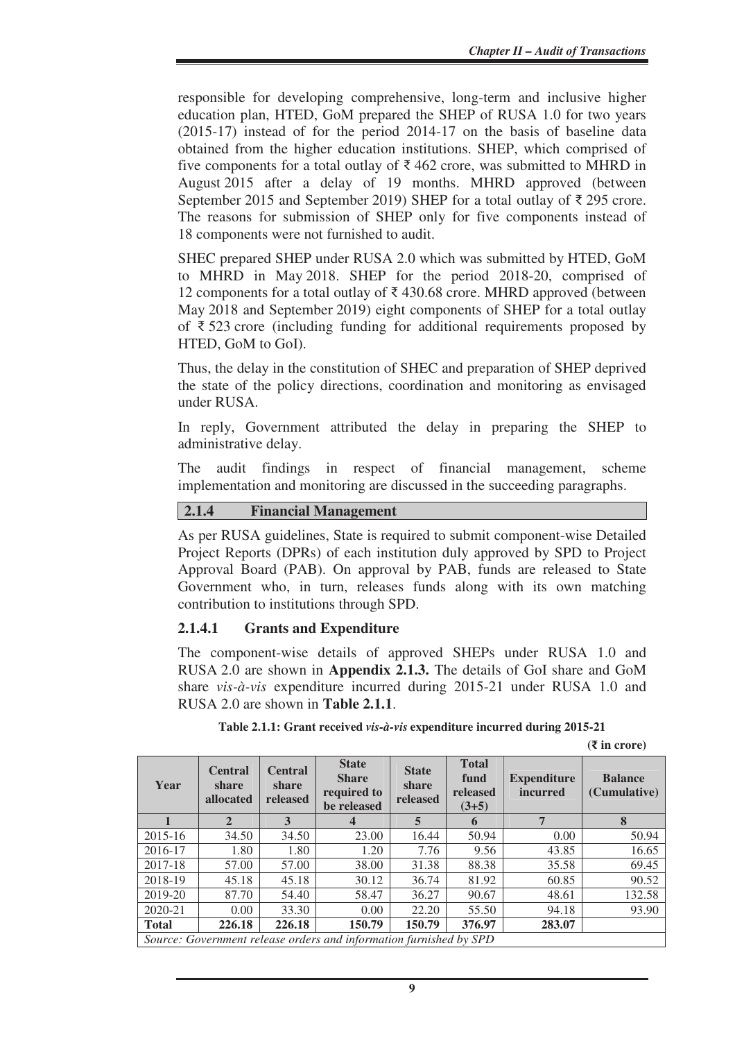responsible for developing comprehensive, long-term and inclusive higher education plan, HTED, GoM prepared the SHEP of RUSA 1.0 for two years (2015-17) instead of for the period 2014-17 on the basis of baseline data obtained from the higher education institutions. SHEP, which comprised of five components for a total outlay of ₹ 462 crore, was submitted to MHRD in August 2015 after a delay of 19 months. MHRD approved (between September 2015 and September 2019) SHEP for a total outlay of ₹ 295 crore. The reasons for submission of SHEP only for five components instead of 18 components were not furnished to audit.

SHEC prepared SHEP under RUSA 2.0 which was submitted by HTED, GoM to MHRD in May 2018. SHEP for the period 2018-20, comprised of 12 components for a total outlay of ₹ 430.68 crore. MHRD approved (between May 2018 and September 2019) eight components of SHEP for a total outlay of ₹ 523 crore (including funding for additional requirements proposed by HTED, GoM to GoI).

Thus, the delay in the constitution of SHEC and preparation of SHEP deprived the state of the policy directions, coordination and monitoring as envisaged under RUSA.

In reply, Government attributed the delay in preparing the SHEP to administrative delay.

The audit findings in respect of financial management, scheme implementation and monitoring are discussed in the succeeding paragraphs.

## 2.1.4 Financial Management

As per RUSA guidelines, State is required to submit component-wise Detailed Project Reports (DPRs) of each institution duly approved by SPD to Project Approval Board (PAB). On approval by PAB, funds are released to State Government who, in turn, releases funds along with its own matching contribution to institutions through SPD.

### 2.1.4.1 Grants and Expenditure

The component-wise details of approved SHEPs under RUSA 1.0 and RUSA 2.0 are shown in **Appendix 2.1.3.** The details of GoI share and GoM share *vis-à-vis* expenditure incurred during 2015-21 under RUSA 1.0 and RUSA 2.0 are shown in **Table 2.1.1**.

**Table 2.1.1: Grant received *vis-à-vis* expenditure incurred during 2015-21**

**(₹ in crore)**

| Year | Central share allocated | Central share released | State Share required to be released | State share released | Total fund released (3+5) | Expenditure incurred | Balance (Cumulative) |
|---|---|---|---|---|---|---|---|
| 1 | 2 | 3 | 4 | 5 | 6 | 7 | 8 |
| 2015-16 | 34.50 | 34.50 | 23.00 | 16.44 | 50.94 | 0.00 | 50.94 |
| 2016-17 | 1.80 | 1.80 | 1.20 | 7.76 | 9.56 | 43.85 | 16.65 |
| 2017-18 | 57.00 | 57.00 | 38.00 | 31.38 | 88.38 | 35.58 | 69.45 |
| 2018-19 | 45.18 | 45.18 | 30.12 | 36.74 | 81.92 | 60.85 | 90.52 |
| 2019-20 | 87.70 | 54.40 | 58.47 | 36.27 | 90.67 | 48.61 | 132.58 |
| 2020-21 | 0.00 | 33.30 | 0.00 | 22.20 | 55.50 | 94.18 | 93.90 |
| **Total** | **226.18** | **226.18** | **150.79** | **150.79** | **376.97** | **283.07** | |

*Source: Government release orders and information furnished by SPD*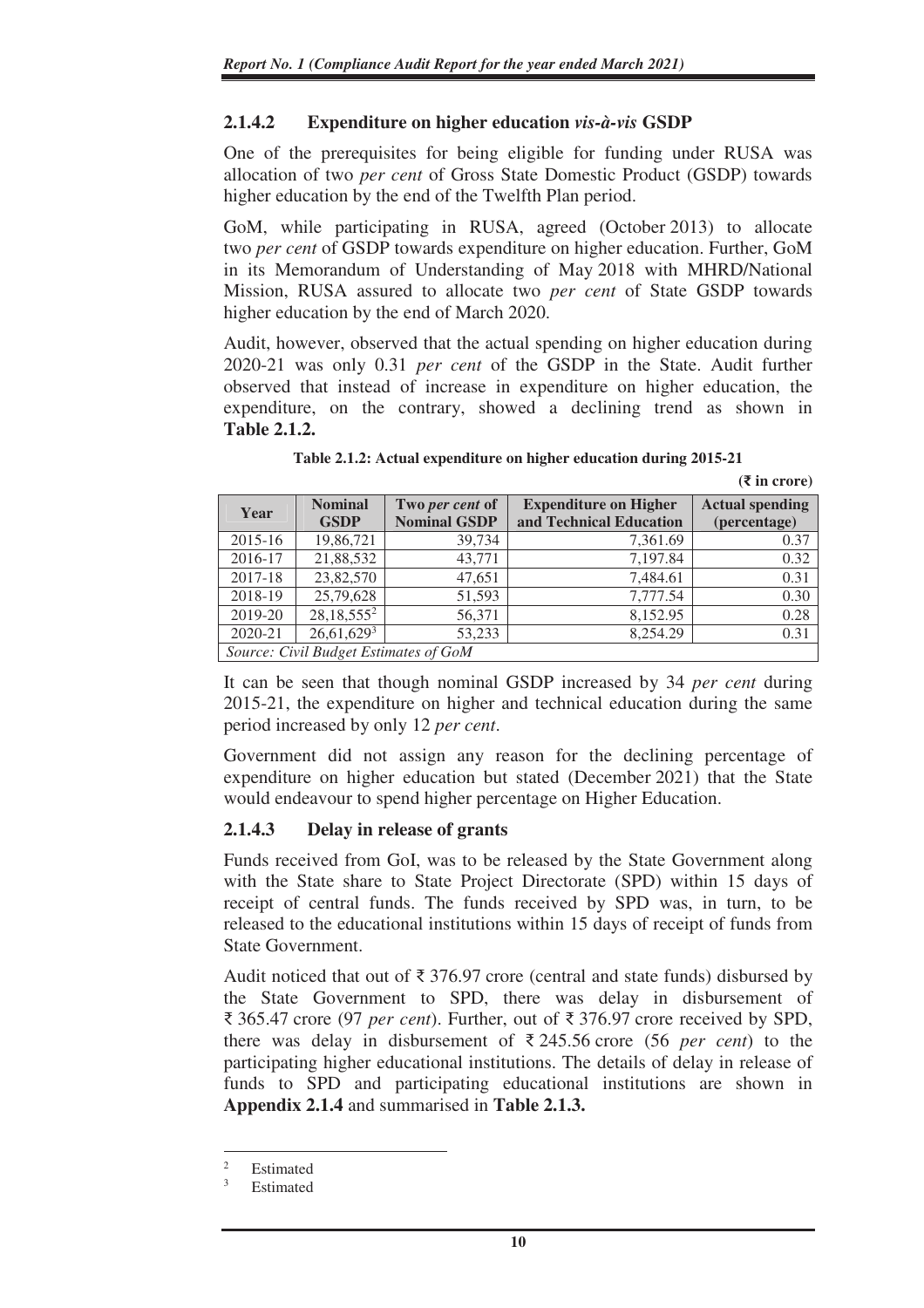### 2.1.4.2 Expenditure on higher education *vis-à-vis* GSDP

One of the prerequisites for being eligible for funding under RUSA was allocation of two *per cent* of Gross State Domestic Product (GSDP) towards higher education by the end of the Twelfth Plan period.

GoM, while participating in RUSA, agreed (October 2013) to allocate two *per cent* of GSDP towards expenditure on higher education. Further, GoM in its Memorandum of Understanding of May 2018 with MHRD/National Mission, RUSA assured to allocate two *per cent* of State GSDP towards higher education by the end of March 2020.

Audit, however, observed that the actual spending on higher education during 2020-21 was only 0.31 *per cent* of the GSDP in the State. Audit further observed that instead of increase in expenditure on higher education, the expenditure, on the contrary, showed a declining trend as shown in **Table 2.1.2.**

**Table 2.1.2: Actual expenditure on higher education during 2015-21**

**(₹ in crore)**

| Year | Nominal GSDP | Two *per cent* of Nominal GSDP | Expenditure on Higher and Technical Education | Actual spending (percentage) |
|---|---|---|---|---|
| 2015-16 | 19,86,721 | 39,734 | 7,361.69 | 0.37 |
| 2016-17 | 21,88,532 | 43,771 | 7,197.84 | 0.32 |
| 2017-18 | 23,82,570 | 47,651 | 7,484.61 | 0.31 |
| 2018-19 | 25,79,628 | 51,593 | 7,777.54 | 0.30 |
| 2019-20 | 28,18,555[2] | 56,371 | 8,152.95 | 0.28 |
| 2020-21 | 26,61,629[3] | 53,233 | 8,254.29 | 0.31 |
| *Source: Civil Budget Estimates of GoM* | | | | |

It can be seen that though nominal GSDP increased by 34 *per cent* during 2015-21, the expenditure on higher and technical education during the same period increased by only 12 *per cent*.

Government did not assign any reason for the declining percentage of expenditure on higher education but stated (December 2021) that the State would endeavour to spend higher percentage on Higher Education.

### 2.1.4.3 Delay in release of grants

Funds received from GoI, was to be released by the State Government along with the State share to State Project Directorate (SPD) within 15 days of receipt of central funds. The funds received by SPD was, in turn, to be released to the educational institutions within 15 days of receipt of funds from State Government.

Audit noticed that out of ₹ 376.97 crore (central and state funds) disbursed by the State Government to SPD, there was delay in disbursement of ₹ 365.47 crore (97 *per cent*). Further, out of ₹ 376.97 crore received by SPD, there was delay in disbursement of ₹ 245.56 crore (56 *per cent*) to the participating higher educational institutions. The details of delay in release of funds to SPD and participating educational institutions are shown in **Appendix 2.1.4** and summarised in **Table 2.1.3.**

---

[2] Estimated

[3] Estimated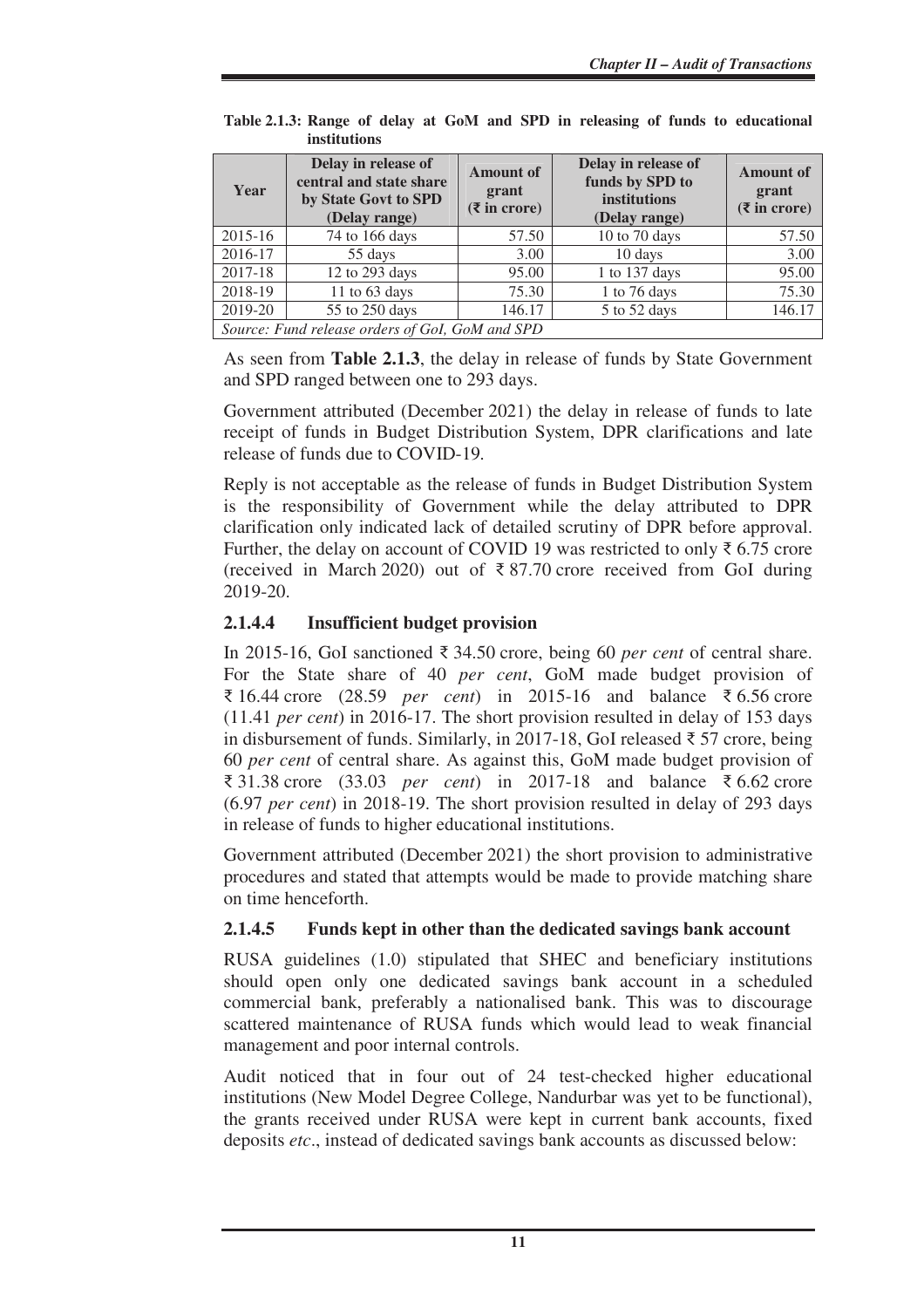**Table 2.1.3: Range of delay at GoM and SPD in releasing of funds to educational institutions**

| Year | Delay in release of central and state share by State Govt to SPD (Delay range) | Amount of grant (₹ in crore) | Delay in release of funds by SPD to institutions (Delay range) | Amount of grant (₹ in crore) |
|---|---|---|---|---|
| 2015-16 | 74 to 166 days | 57.50 | 10 to 70 days | 57.50 |
| 2016-17 | 55 days | 3.00 | 10 days | 3.00 |
| 2017-18 | 12 to 293 days | 95.00 | 1 to 137 days | 95.00 |
| 2018-19 | 11 to 63 days | 75.30 | 1 to 76 days | 75.30 |
| 2019-20 | 55 to 250 days | 146.17 | 5 to 52 days | 146.17 |

*Source: Fund release orders of GoI, GoM and SPD*

As seen from **Table 2.1.3**, the delay in release of funds by State Government and SPD ranged between one to 293 days.

Government attributed (December 2021) the delay in release of funds to late receipt of funds in Budget Distribution System, DPR clarifications and late release of funds due to COVID-19.

Reply is not acceptable as the release of funds in Budget Distribution System is the responsibility of Government while the delay attributed to DPR clarification only indicated lack of detailed scrutiny of DPR before approval. Further, the delay on account of COVID 19 was restricted to only ₹ 6.75 crore (received in March 2020) out of ₹ 87.70 crore received from GoI during 2019-20.

### 2.1.4.4 Insufficient budget provision

In 2015-16, GoI sanctioned ₹ 34.50 crore, being 60 *per cent* of central share. For the State share of 40 *per cent*, GoM made budget provision of ₹ 16.44 crore (28.59 *per cent*) in 2015-16 and balance ₹ 6.56 crore (11.41 *per cent*) in 2016-17. The short provision resulted in delay of 153 days in disbursement of funds. Similarly, in 2017-18, GoI released ₹ 57 crore, being 60 *per cent* of central share. As against this, GoM made budget provision of ₹ 31.38 crore (33.03 *per cent*) in 2017-18 and balance ₹ 6.62 crore (6.97 *per cent*) in 2018-19. The short provision resulted in delay of 293 days in release of funds to higher educational institutions.

Government attributed (December 2021) the short provision to administrative procedures and stated that attempts would be made to provide matching share on time henceforth.

### 2.1.4.5 Funds kept in other than the dedicated savings bank account

RUSA guidelines (1.0) stipulated that SHEC and beneficiary institutions should open only one dedicated savings bank account in a scheduled commercial bank, preferably a nationalised bank. This was to discourage scattered maintenance of RUSA funds which would lead to weak financial management and poor internal controls.

Audit noticed that in four out of 24 test-checked higher educational institutions (New Model Degree College, Nandurbar was yet to be functional), the grants received under RUSA were kept in current bank accounts, fixed deposits *etc*., instead of dedicated savings bank accounts as discussed below: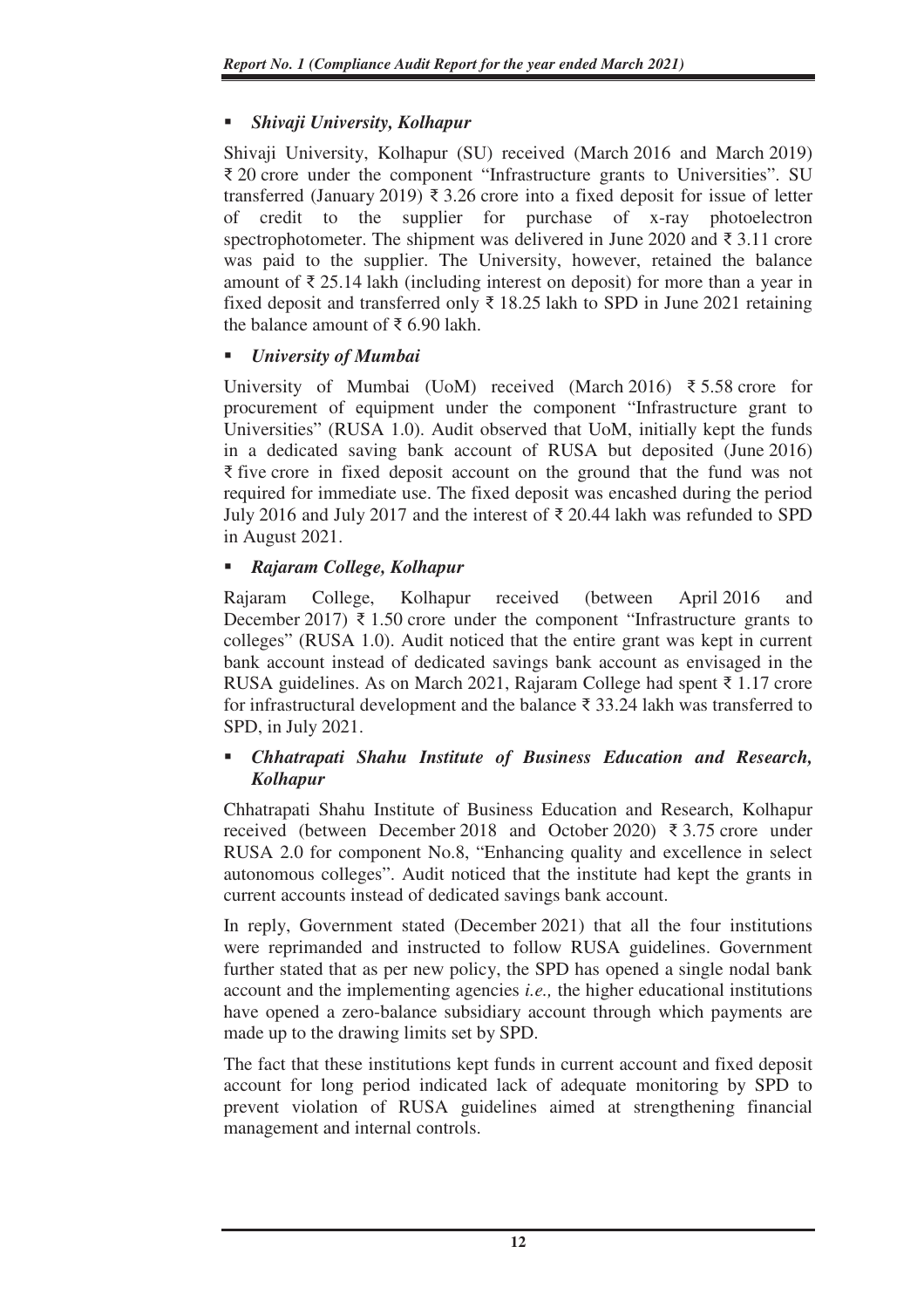- ***Shivaji University, Kolhapur***

Shivaji University, Kolhapur (SU) received (March 2016 and March 2019) ₹ 20 crore under the component "Infrastructure grants to Universities". SU transferred (January 2019) ₹ 3.26 crore into a fixed deposit for issue of letter of credit to the supplier for purchase of x-ray photoelectron spectrophotometer. The shipment was delivered in June 2020 and ₹ 3.11 crore was paid to the supplier. The University, however, retained the balance amount of ₹ 25.14 lakh (including interest on deposit) for more than a year in fixed deposit and transferred only ₹ 18.25 lakh to SPD in June 2021 retaining the balance amount of ₹ 6.90 lakh.

- ***University of Mumbai***

University of Mumbai (UoM) received (March 2016) ₹ 5.58 crore for procurement of equipment under the component "Infrastructure grant to Universities" (RUSA 1.0). Audit observed that UoM, initially kept the funds in a dedicated saving bank account of RUSA but deposited (June 2016) ₹ five crore in fixed deposit account on the ground that the fund was not required for immediate use. The fixed deposit was encashed during the period July 2016 and July 2017 and the interest of ₹ 20.44 lakh was refunded to SPD in August 2021.

- ***Rajaram College, Kolhapur***

Rajaram College, Kolhapur received (between April 2016 and December 2017) ₹ 1.50 crore under the component "Infrastructure grants to colleges" (RUSA 1.0). Audit noticed that the entire grant was kept in current bank account instead of dedicated savings bank account as envisaged in the RUSA guidelines. As on March 2021, Rajaram College had spent ₹ 1.17 crore for infrastructural development and the balance ₹ 33.24 lakh was transferred to SPD, in July 2021.

- ***Chhatrapati Shahu Institute of Business Education and Research, Kolhapur***

Chhatrapati Shahu Institute of Business Education and Research, Kolhapur received (between December 2018 and October 2020) ₹ 3.75 crore under RUSA 2.0 for component No.8, "Enhancing quality and excellence in select autonomous colleges". Audit noticed that the institute had kept the grants in current accounts instead of dedicated savings bank account.

In reply, Government stated (December 2021) that all the four institutions were reprimanded and instructed to follow RUSA guidelines. Government further stated that as per new policy, the SPD has opened a single nodal bank account and the implementing agencies *i.e.,* the higher educational institutions have opened a zero-balance subsidiary account through which payments are made up to the drawing limits set by SPD.

The fact that these institutions kept funds in current account and fixed deposit account for long period indicated lack of adequate monitoring by SPD to prevent violation of RUSA guidelines aimed at strengthening financial management and internal controls.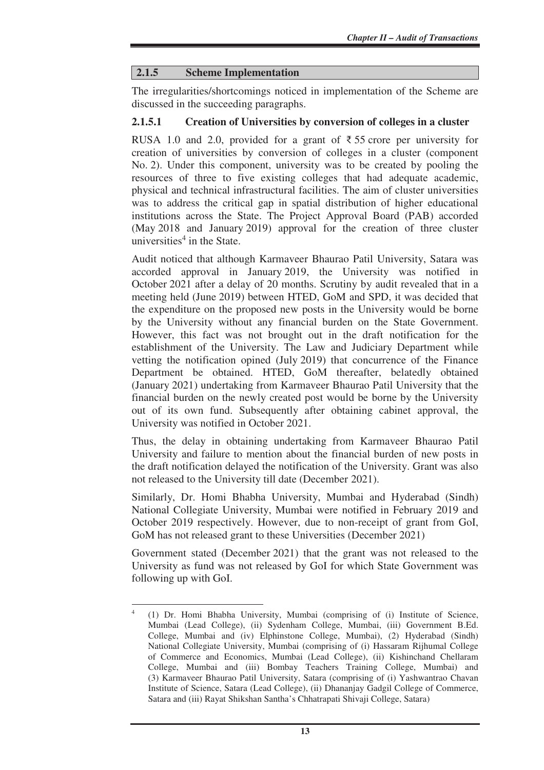## 2.1.5 Scheme Implementation

The irregularities/shortcomings noticed in implementation of the Scheme are discussed in the succeeding paragraphs.

### 2.1.5.1 Creation of Universities by conversion of colleges in a cluster

RUSA 1.0 and 2.0, provided for a grant of ₹ 55 crore per university for creation of universities by conversion of colleges in a cluster (component No. 2). Under this component, university was to be created by pooling the resources of three to five existing colleges that had adequate academic, physical and technical infrastructural facilities. The aim of cluster universities was to address the critical gap in spatial distribution of higher educational institutions across the State. The Project Approval Board (PAB) accorded (May 2018 and January 2019) approval for the creation of three cluster universities[4] in the State.

Audit noticed that although Karmaveer Bhaurao Patil University, Satara was accorded approval in January 2019, the University was notified in October 2021 after a delay of 20 months. Scrutiny by audit revealed that in a meeting held (June 2019) between HTED, GoM and SPD, it was decided that the expenditure on the proposed new posts in the University would be borne by the University without any financial burden on the State Government. However, this fact was not brought out in the draft notification for the establishment of the University. The Law and Judiciary Department while vetting the notification opined (July 2019) that concurrence of the Finance Department be obtained. HTED, GoM thereafter, belatedly obtained (January 2021) undertaking from Karmaveer Bhaurao Patil University that the financial burden on the newly created post would be borne by the University out of its own fund. Subsequently after obtaining cabinet approval, the University was notified in October 2021.

Thus, the delay in obtaining undertaking from Karmaveer Bhaurao Patil University and failure to mention about the financial burden of new posts in the draft notification delayed the notification of the University. Grant was also not released to the University till date (December 2021).

Similarly, Dr. Homi Bhabha University, Mumbai and Hyderabad (Sindh) National Collegiate University, Mumbai were notified in February 2019 and October 2019 respectively. However, due to non-receipt of grant from GoI, GoM has not released grant to these Universities (December 2021)

Government stated (December 2021) that the grant was not released to the University as fund was not released by GoI for which State Government was following up with GoI.

---

[4] (1) Dr. Homi Bhabha University, Mumbai (comprising of (i) Institute of Science, Mumbai (Lead College), (ii) Sydenham College, Mumbai, (iii) Government B.Ed. College, Mumbai and (iv) Elphinstone College, Mumbai), (2) Hyderabad (Sindh) National Collegiate University, Mumbai (comprising of (i) Hassaram Rijhumal College of Commerce and Economics, Mumbai (Lead College), (ii) Kishinchand Chellaram College, Mumbai and (iii) Bombay Teachers Training College, Mumbai) and (3) Karmaveer Bhaurao Patil University, Satara (comprising of (i) Yashwantrao Chavan Institute of Science, Satara (Lead College), (ii) Dhananjay Gadgil College of Commerce, Satara and (iii) Rayat Shikshan Santha's Chhatrapati Shivaji College, Satara)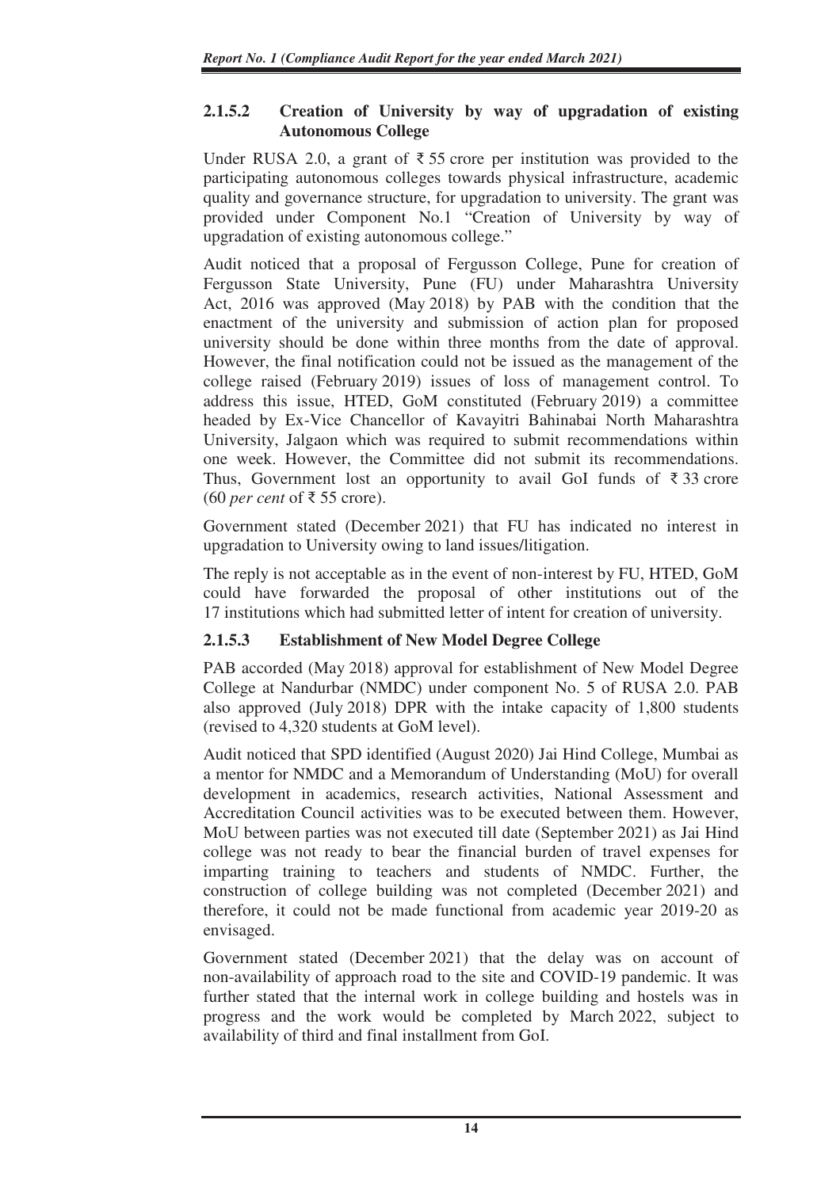### 2.1.5.2 Creation of University by way of upgradation of existing Autonomous College

Under RUSA 2.0, a grant of ₹ 55 crore per institution was provided to the participating autonomous colleges towards physical infrastructure, academic quality and governance structure, for upgradation to university. The grant was provided under Component No.1 "Creation of University by way of upgradation of existing autonomous college."

Audit noticed that a proposal of Fergusson College, Pune for creation of Fergusson State University, Pune (FU) under Maharashtra University Act, 2016 was approved (May 2018) by PAB with the condition that the enactment of the university and submission of action plan for proposed university should be done within three months from the date of approval. However, the final notification could not be issued as the management of the college raised (February 2019) issues of loss of management control. To address this issue, HTED, GoM constituted (February 2019) a committee headed by Ex-Vice Chancellor of Kavayitri Bahinabai North Maharashtra University, Jalgaon which was required to submit recommendations within one week. However, the Committee did not submit its recommendations. Thus, Government lost an opportunity to avail GoI funds of ₹ 33 crore (60 *per cent* of ₹ 55 crore).

Government stated (December 2021) that FU has indicated no interest in upgradation to University owing to land issues/litigation.

The reply is not acceptable as in the event of non-interest by FU, HTED, GoM could have forwarded the proposal of other institutions out of the 17 institutions which had submitted letter of intent for creation of university.

### 2.1.5.3 Establishment of New Model Degree College

PAB accorded (May 2018) approval for establishment of New Model Degree College at Nandurbar (NMDC) under component No. 5 of RUSA 2.0. PAB also approved (July 2018) DPR with the intake capacity of 1,800 students (revised to 4,320 students at GoM level).

Audit noticed that SPD identified (August 2020) Jai Hind College, Mumbai as a mentor for NMDC and a Memorandum of Understanding (MoU) for overall development in academics, research activities, National Assessment and Accreditation Council activities was to be executed between them. However, MoU between parties was not executed till date (September 2021) as Jai Hind college was not ready to bear the financial burden of travel expenses for imparting training to teachers and students of NMDC. Further, the construction of college building was not completed (December 2021) and therefore, it could not be made functional from academic year 2019-20 as envisaged.

Government stated (December 2021) that the delay was on account of non-availability of approach road to the site and COVID-19 pandemic. It was further stated that the internal work in college building and hostels was in progress and the work would be completed by March 2022, subject to availability of third and final installment from GoI.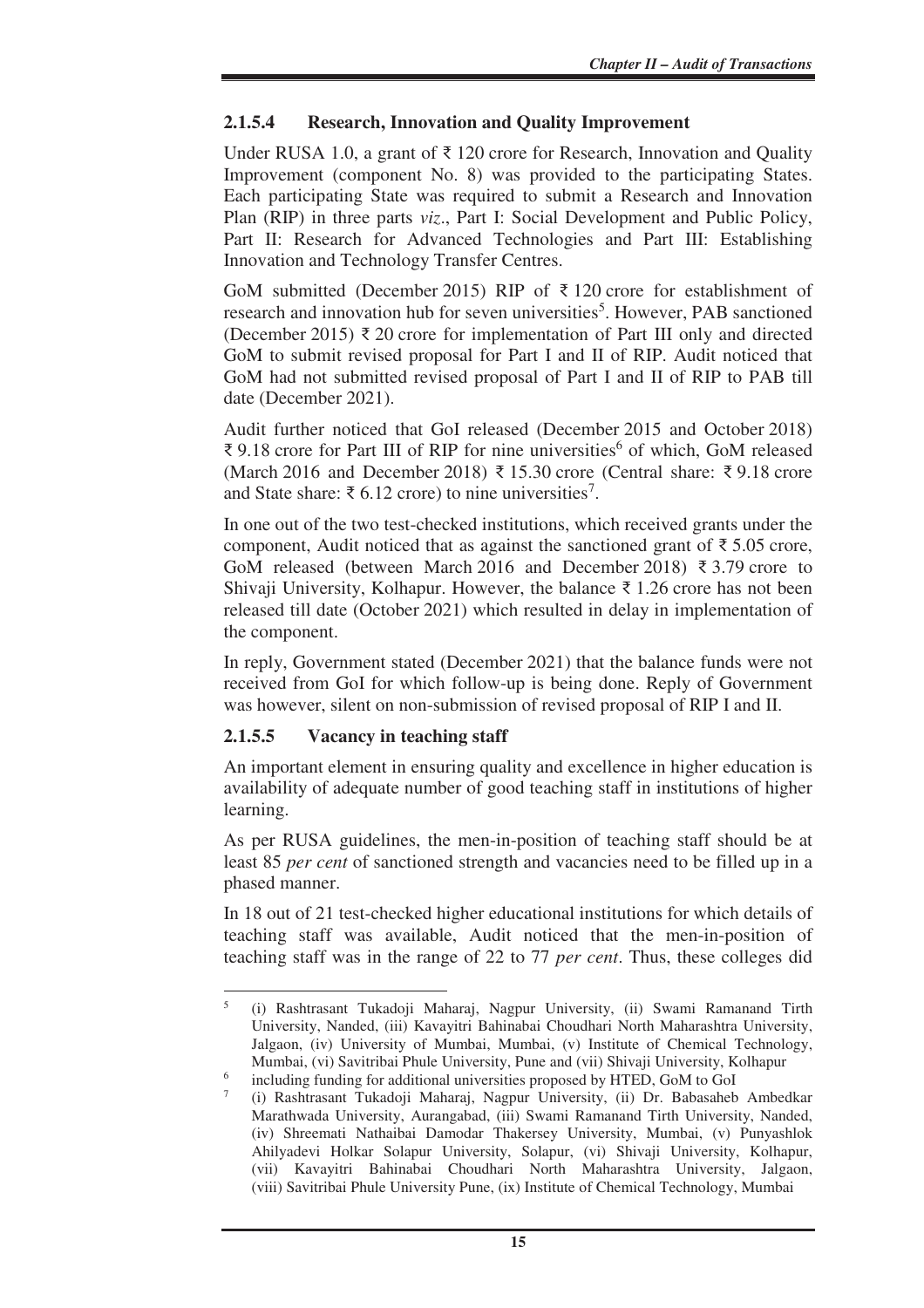### 2.1.5.4 Research, Innovation and Quality Improvement

Under RUSA 1.0, a grant of ₹ 120 crore for Research, Innovation and Quality Improvement (component No. 8) was provided to the participating States. Each participating State was required to submit a Research and Innovation Plan (RIP) in three parts *viz*., Part I: Social Development and Public Policy, Part II: Research for Advanced Technologies and Part III: Establishing Innovation and Technology Transfer Centres.

GoM submitted (December 2015) RIP of ₹ 120 crore for establishment of research and innovation hub for seven universities[5]. However, PAB sanctioned (December 2015) ₹ 20 crore for implementation of Part III only and directed GoM to submit revised proposal for Part I and II of RIP. Audit noticed that GoM had not submitted revised proposal of Part I and II of RIP to PAB till date (December 2021).

Audit further noticed that GoI released (December 2015 and October 2018) ₹ 9.18 crore for Part III of RIP for nine universities[6] of which, GoM released (March 2016 and December 2018) ₹ 15.30 crore (Central share: ₹ 9.18 crore and State share: ₹ 6.12 crore) to nine universities[7].

In one out of the two test-checked institutions, which received grants under the component, Audit noticed that as against the sanctioned grant of ₹ 5.05 crore, GoM released (between March 2016 and December 2018) ₹ 3.79 crore to Shivaji University, Kolhapur. However, the balance ₹ 1.26 crore has not been released till date (October 2021) which resulted in delay in implementation of the component.

In reply, Government stated (December 2021) that the balance funds were not received from GoI for which follow-up is being done. Reply of Government was however, silent on non-submission of revised proposal of RIP I and II.

### 2.1.5.5 Vacancy in teaching staff

An important element in ensuring quality and excellence in higher education is availability of adequate number of good teaching staff in institutions of higher learning.

As per RUSA guidelines, the men-in-position of teaching staff should be at least 85 *per cent* of sanctioned strength and vacancies need to be filled up in a phased manner.

In 18 out of 21 test-checked higher educational institutions for which details of teaching staff was available, Audit noticed that the men-in-position of teaching staff was in the range of 22 to 77 *per cent*. Thus, these colleges did

---

[5] (i) Rashtrasant Tukadoji Maharaj, Nagpur University, (ii) Swami Ramanand Tirth University, Nanded, (iii) Kavayitri Bahinabai Choudhari North Maharashtra University, Jalgaon, (iv) University of Mumbai, Mumbai, (v) Institute of Chemical Technology, Mumbai, (vi) Savitribai Phule University, Pune and (vii) Shivaji University, Kolhapur

[6] including funding for additional universities proposed by HTED, GoM to GoI

[7] (i) Rashtrasant Tukadoji Maharaj, Nagpur University, (ii) Dr. Babasaheb Ambedkar Marathwada University, Aurangabad, (iii) Swami Ramanand Tirth University, Nanded, (iv) Shreemati Nathaibai Damodar Thakersey University, Mumbai, (v) Punyashlok Ahilyadevi Holkar Solapur University, Solapur, (vi) Shivaji University, Kolhapur, (vii) Kavayitri Bahinabai Choudhari North Maharashtra University, Jalgaon, (viii) Savitribai Phule University Pune, (ix) Institute of Chemical Technology, Mumbai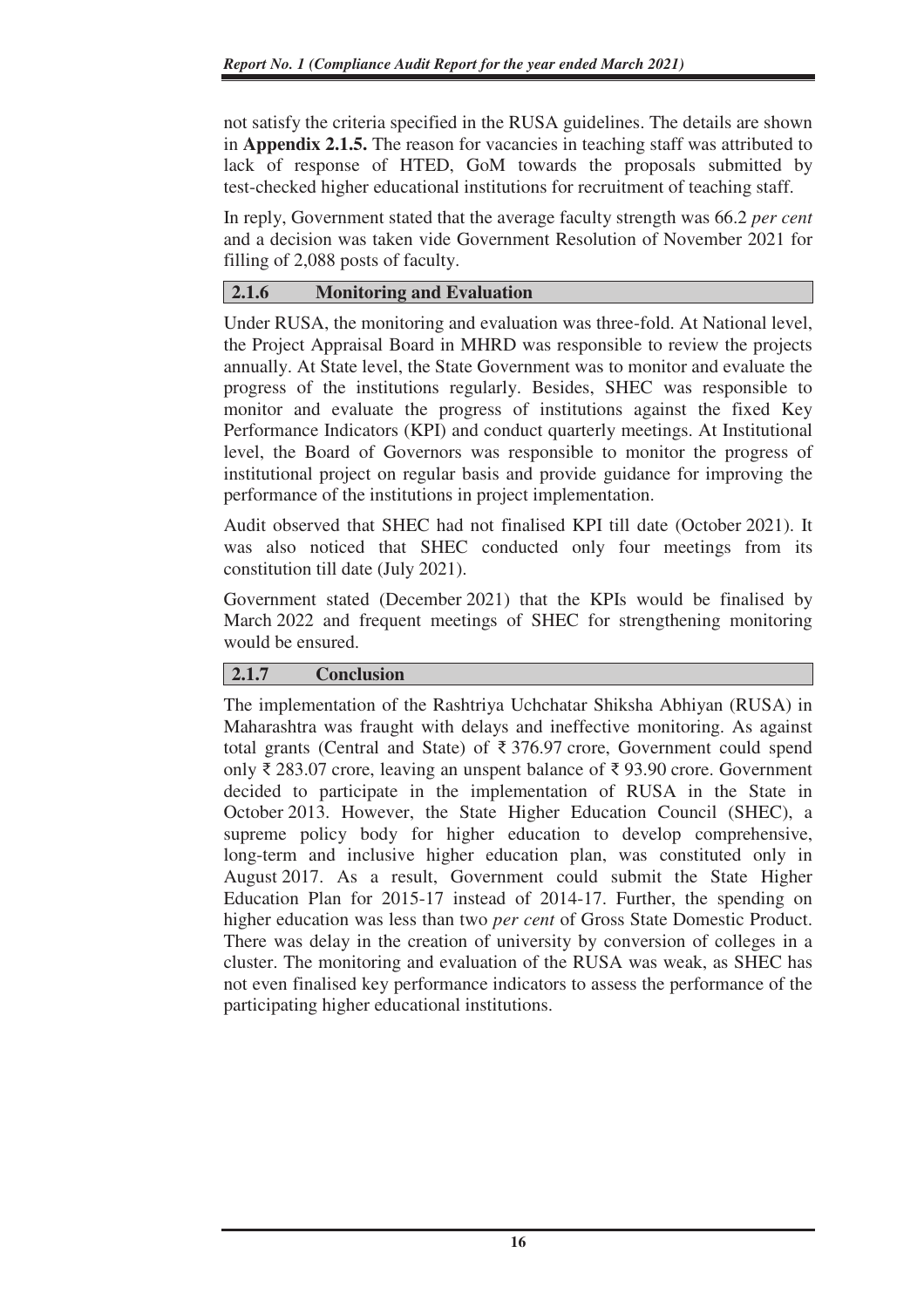not satisfy the criteria specified in the RUSA guidelines. The details are shown in **Appendix 2.1.5.** The reason for vacancies in teaching staff was attributed to lack of response of HTED, GoM towards the proposals submitted by test-checked higher educational institutions for recruitment of teaching staff.

In reply, Government stated that the average faculty strength was 66.2 *per cent* and a decision was taken vide Government Resolution of November 2021 for filling of 2,088 posts of faculty.

### 2.1.6 Monitoring and Evaluation

Under RUSA, the monitoring and evaluation was three-fold. At National level, the Project Appraisal Board in MHRD was responsible to review the projects annually. At State level, the State Government was to monitor and evaluate the progress of the institutions regularly. Besides, SHEC was responsible to monitor and evaluate the progress of institutions against the fixed Key Performance Indicators (KPI) and conduct quarterly meetings. At Institutional level, the Board of Governors was responsible to monitor the progress of institutional project on regular basis and provide guidance for improving the performance of the institutions in project implementation.

Audit observed that SHEC had not finalised KPI till date (October 2021). It was also noticed that SHEC conducted only four meetings from its constitution till date (July 2021).

Government stated (December 2021) that the KPIs would be finalised by March 2022 and frequent meetings of SHEC for strengthening monitoring would be ensured.

### 2.1.7 Conclusion

The implementation of the Rashtriya Uchchatar Shiksha Abhiyan (RUSA) in Maharashtra was fraught with delays and ineffective monitoring. As against total grants (Central and State) of ₹ 376.97 crore, Government could spend only ₹ 283.07 crore, leaving an unspent balance of ₹ 93.90 crore. Government decided to participate in the implementation of RUSA in the State in October 2013. However, the State Higher Education Council (SHEC), a supreme policy body for higher education to develop comprehensive, long-term and inclusive higher education plan, was constituted only in August 2017. As a result, Government could submit the State Higher Education Plan for 2015-17 instead of 2014-17. Further, the spending on higher education was less than two *per cent* of Gross State Domestic Product. There was delay in the creation of university by conversion of colleges in a cluster. The monitoring and evaluation of the RUSA was weak, as SHEC has not even finalised key performance indicators to assess the performance of the participating higher educational institutions.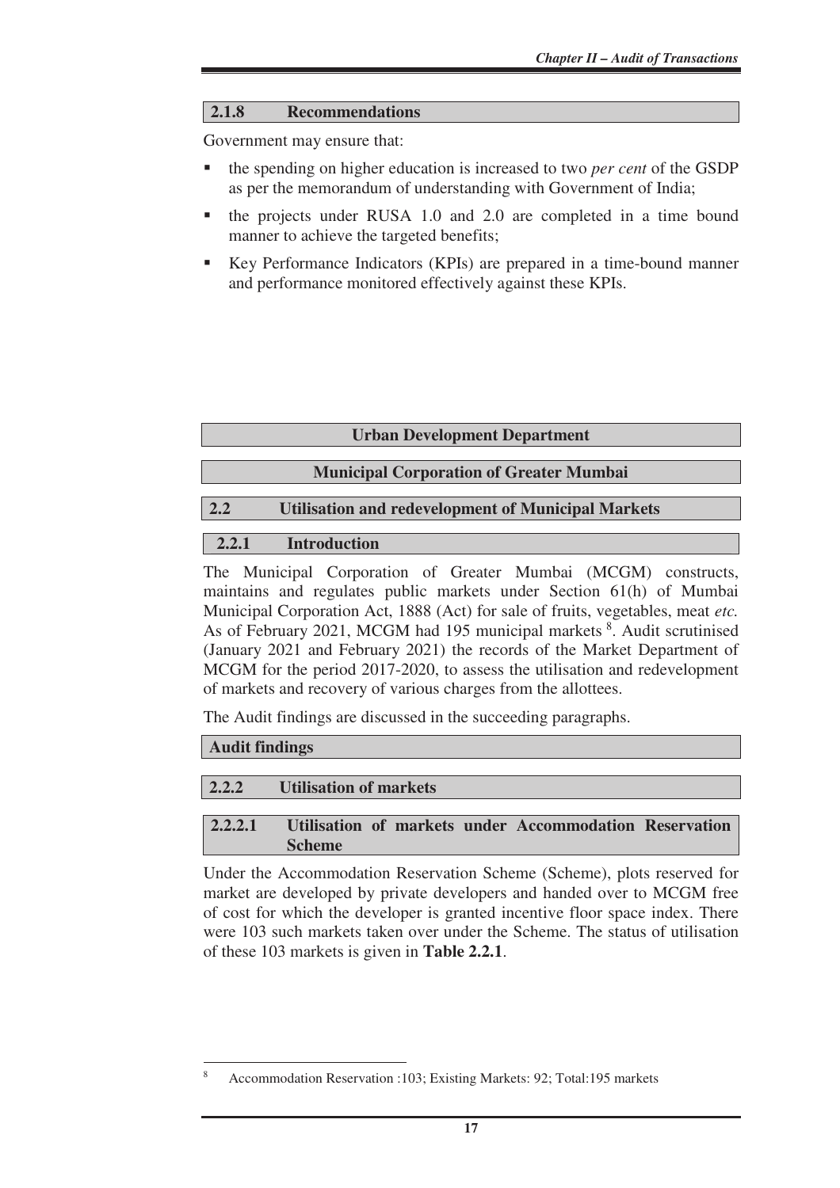### 2.1.8 Recommendations

Government may ensure that:

- the spending on higher education is increased to two *per cent* of the GSDP as per the memorandum of understanding with Government of India;
- the projects under RUSA 1.0 and 2.0 are completed in a time bound manner to achieve the targeted benefits;
- Key Performance Indicators (KPIs) are prepared in a time-bound manner and performance monitored effectively against these KPIs.

## Urban Development Department

## Municipal Corporation of Greater Mumbai

## 2.2 Utilisation and redevelopment of Municipal Markets

### 2.2.1 Introduction

The Municipal Corporation of Greater Mumbai (MCGM) constructs, maintains and regulates public markets under Section 61(h) of Mumbai Municipal Corporation Act, 1888 (Act) for sale of fruits, vegetables, meat *etc.* As of February 2021, MCGM had 195 municipal markets [8]. Audit scrutinised (January 2021 and February 2021) the records of the Market Department of MCGM for the period 2017-2020, to assess the utilisation and redevelopment of markets and recovery of various charges from the allottees.

The Audit findings are discussed in the succeeding paragraphs.

### Audit findings

### 2.2.2 Utilisation of markets

#### 2.2.2.1 Utilisation of markets under Accommodation Reservation Scheme

Under the Accommodation Reservation Scheme (Scheme), plots reserved for market are developed by private developers and handed over to MCGM free of cost for which the developer is granted incentive floor space index. There were 103 such markets taken over under the Scheme. The status of utilisation of these 103 markets is given in **Table 2.2.1**.

[8] Accommodation Reservation :103; Existing Markets: 92; Total:195 markets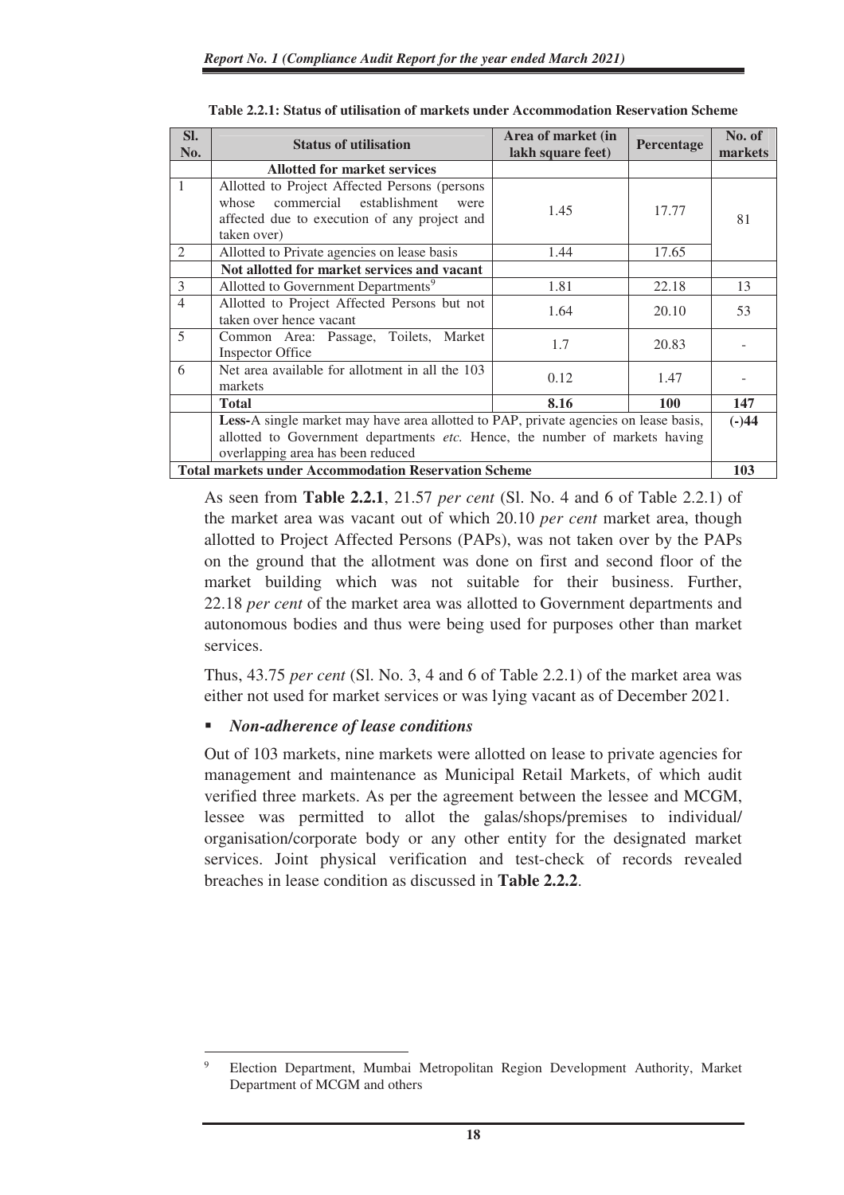**Table 2.2.1: Status of utilisation of markets under Accommodation Reservation Scheme**

| Sl. No. | Status of utilisation | Area of market (in lakh square feet) | Percentage | No. of markets |
|---|---|---|---|---|
| | **Allotted for market services** | | | |
| 1 | Allotted to Project Affected Persons (persons whose commercial establishment were affected due to execution of any project and taken over) | 1.45 | 17.77 | 81 |
| 2 | Allotted to Private agencies on lease basis | 1.44 | 17.65 | |
| | **Not allotted for market services and vacant** | | | |
| 3 | Allotted to Government Departments[9] | 1.81 | 22.18 | 13 |
| 4 | Allotted to Project Affected Persons but not taken over hence vacant | 1.64 | 20.10 | 53 |
| 5 | Common Area: Passage, Toilets, Market Inspector Office | 1.7 | 20.83 | - |
| 6 | Net area available for allotment in all the 103 markets | 0.12 | 1.47 | - |
| | **Total** | **8.16** | **100** | **147** |
| | **Less-**A single market may have area allotted to PAP, private agencies on lease basis, allotted to Government departments *etc.* Hence, the number of markets having overlapping area has been reduced | | | **(-)44** |
| | **Total markets under Accommodation Reservation Scheme** | | | **103** |

As seen from **Table 2.2.1**, 21.57 *per cent* (Sl. No. 4 and 6 of Table 2.2.1) of the market area was vacant out of which 20.10 *per cent* market area, though allotted to Project Affected Persons (PAPs), was not taken over by the PAPs on the ground that the allotment was done on first and second floor of the market building which was not suitable for their business. Further, 22.18 *per cent* of the market area was allotted to Government departments and autonomous bodies and thus were being used for purposes other than market services.

Thus, 43.75 *per cent* (Sl. No. 3, 4 and 6 of Table 2.2.1) of the market area was either not used for market services or was lying vacant as of December 2021.

- ***Non-adherence of lease conditions***

Out of 103 markets, nine markets were allotted on lease to private agencies for management and maintenance as Municipal Retail Markets, of which audit verified three markets. As per the agreement between the lessee and MCGM, lessee was permitted to allot the galas/shops/premises to individual/ organisation/corporate body or any other entity for the designated market services. Joint physical verification and test-check of records revealed breaches in lease condition as discussed in **Table 2.2.2**.

---

[9] Election Department, Mumbai Metropolitan Region Development Authority, Market Department of MCGM and others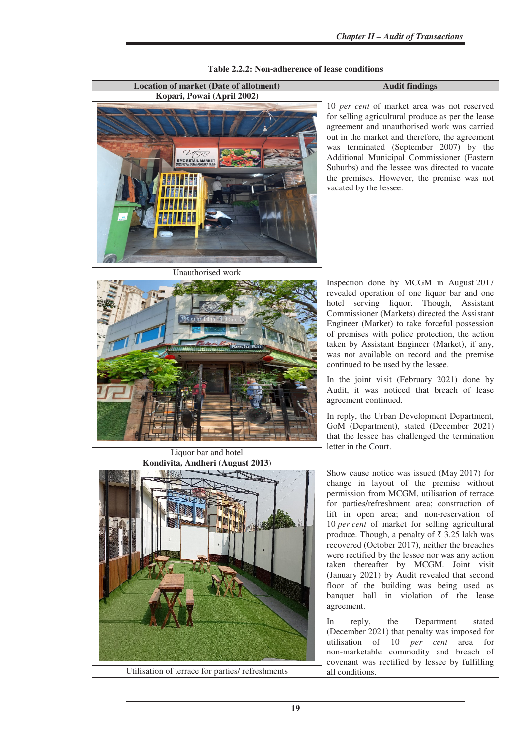**Table 2.2.2: Non-adherence of lease conditions**

| Location of market (Date of allotment) | Audit findings |
|---|---|
| **Kopari, Powai (April 2002)** | |
| Unauthorised work | 10 *per cent* of market area was not reserved for selling agricultural produce as per the lease agreement and unauthorised work was carried out in the market and therefore, the agreement was terminated (September 2007) by the Additional Municipal Commissioner (Eastern Suburbs) and the lessee was directed to vacate the premises. However, the premise was not vacated by the lessee. |
| Liquor bar and hotel | Inspection done by MCGM in August 2017 revealed operation of one liquor bar and one hotel serving liquor. Though, Assistant Commissioner (Markets) directed the Assistant Engineer (Market) to take forceful possession of premises with police protection, the action taken by Assistant Engineer (Market), if any, was not available on record and the premise continued to be used by the lessee.<br><br>In the joint visit (February 2021) done by Audit, it was noticed that breach of lease agreement continued.<br><br>In reply, the Urban Development Department, GoM (Department), stated (December 2021) that the lessee has challenged the termination letter in the Court. |
| **Kondivita, Andheri (August 2013)** | |
| Utilisation of terrace for parties/ refreshments | Show cause notice was issued (May 2017) for change in layout of the premise without permission from MCGM, utilisation of terrace for parties/refreshment area; construction of lift in open area; and non-reservation of 10 *per cent* of market for selling agricultural produce. Though, a penalty of ₹ 3.25 lakh was recovered (October 2017), neither the breaches were rectified by the lessee nor was any action taken thereafter by MCGM. Joint visit (January 2021) by Audit revealed that second floor of the building was being used as banquet hall in violation of the lease agreement.<br><br>In reply, the Department stated (December 2021) that penalty was imposed for utilisation of 10 *per cent* area for non-marketable commodity and breach of covenant was rectified by lessee by fulfilling all conditions. |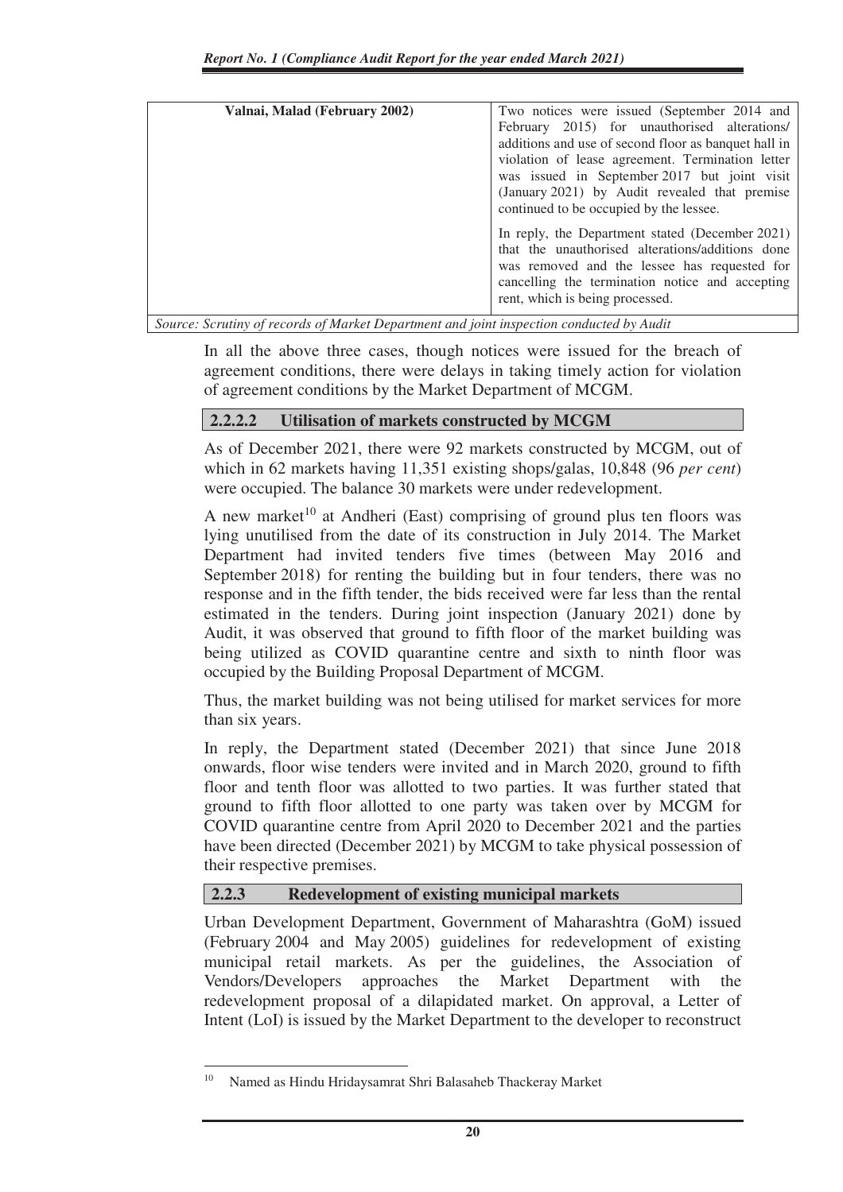| Valnai, Malad (February 2002) | Two notices were issued (September 2014 and February 2015) for unauthorised alterations/ additions and use of second floor as banquet hall in violation of lease agreement. Termination letter was issued in September 2017 but joint visit (January 2021) by Audit revealed that premise continued to be occupied by the lessee.<br><br>In reply, the Department stated (December 2021) that the unauthorised alterations/additions done was removed and the lessee has requested for cancelling the termination notice and accepting rent, which is being processed. |
|---|---|

*Source: Scrutiny of records of Market Department and joint inspection conducted by Audit*

In all the above three cases, though notices were issued for the breach of agreement conditions, there were delays in taking timely action for violation of agreement conditions by the Market Department of MCGM.

#### 2.2.2.2 Utilisation of markets constructed by MCGM

As of December 2021, there were 92 markets constructed by MCGM, out of which in 62 markets having 11,351 existing shops/galas, 10,848 (96 *per cent*) were occupied. The balance 30 markets were under redevelopment.

A new market[10] at Andheri (East) comprising of ground plus ten floors was lying unutilised from the date of its construction in July 2014. The Market Department had invited tenders five times (between May 2016 and September 2018) for renting the building but in four tenders, there was no response and in the fifth tender, the bids received were far less than the rental estimated in the tenders. During joint inspection (January 2021) done by Audit, it was observed that ground to fifth floor of the market building was being utilized as COVID quarantine centre and sixth to ninth floor was occupied by the Building Proposal Department of MCGM.

Thus, the market building was not being utilised for market services for more than six years.

In reply, the Department stated (December 2021) that since June 2018 onwards, floor wise tenders were invited and in March 2020, ground to fifth floor and tenth floor was allotted to two parties. It was further stated that ground to fifth floor allotted to one party was taken over by MCGM for COVID quarantine centre from April 2020 to December 2021 and the parties have been directed (December 2021) by MCGM to take physical possession of their respective premises.

### 2.2.3 Redevelopment of existing municipal markets

Urban Development Department, Government of Maharashtra (GoM) issued (February 2004 and May 2005) guidelines for redevelopment of existing municipal retail markets. As per the guidelines, the Association of Vendors/Developers approaches the Market Department with the redevelopment proposal of a dilapidated market. On approval, a Letter of Intent (LoI) is issued by the Market Department to the developer to reconstruct

[10] Named as Hindu Hridaysamrat Shri Balasaheb Thackeray Market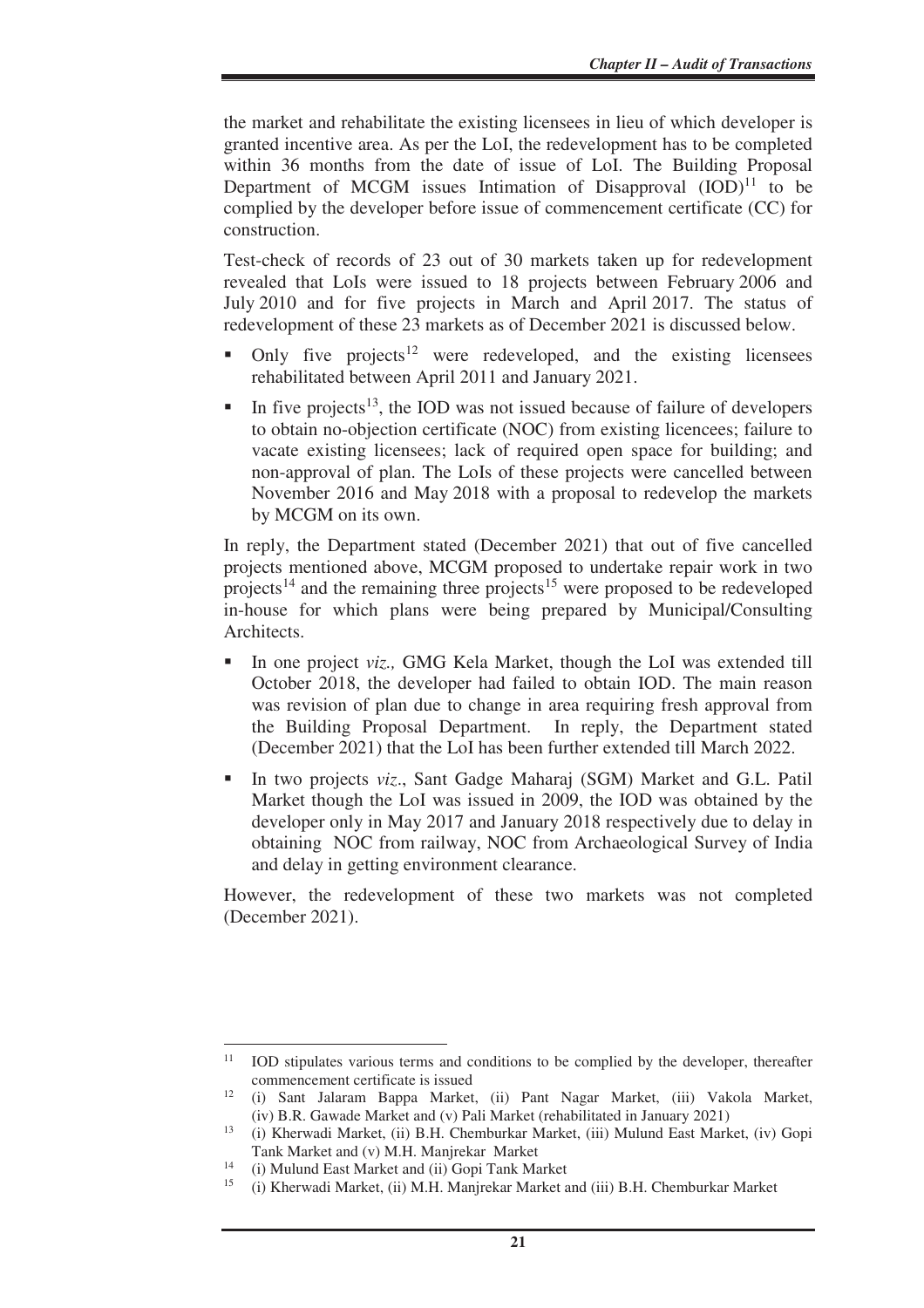the market and rehabilitate the existing licensees in lieu of which developer is granted incentive area. As per the LoI, the redevelopment has to be completed within 36 months from the date of issue of LoI. The Building Proposal Department of MCGM issues Intimation of Disapproval (IOD)[11] to be complied by the developer before issue of commencement certificate (CC) for construction.

Test-check of records of 23 out of 30 markets taken up for redevelopment revealed that LoIs were issued to 18 projects between February 2006 and July 2010 and for five projects in March and April 2017. The status of redevelopment of these 23 markets as of December 2021 is discussed below.

- Only five projects[12] were redeveloped, and the existing licensees rehabilitated between April 2011 and January 2021.
- In five projects[13], the IOD was not issued because of failure of developers to obtain no-objection certificate (NOC) from existing licencees; failure to vacate existing licensees; lack of required open space for building; and non-approval of plan. The LoIs of these projects were cancelled between November 2016 and May 2018 with a proposal to redevelop the markets by MCGM on its own.

In reply, the Department stated (December 2021) that out of five cancelled projects mentioned above, MCGM proposed to undertake repair work in two projects[14] and the remaining three projects[15] were proposed to be redeveloped in-house for which plans were being prepared by Municipal/Consulting Architects.

- In one project *viz.,* GMG Kela Market, though the LoI was extended till October 2018, the developer had failed to obtain IOD. The main reason was revision of plan due to change in area requiring fresh approval from the Building Proposal Department. In reply, the Department stated (December 2021) that the LoI has been further extended till March 2022.
- In two projects *viz*., Sant Gadge Maharaj (SGM) Market and G.L. Patil Market though the LoI was issued in 2009, the IOD was obtained by the developer only in May 2017 and January 2018 respectively due to delay in obtaining NOC from railway, NOC from Archaeological Survey of India and delay in getting environment clearance.

However, the redevelopment of these two markets was not completed (December 2021).

---

[11] IOD stipulates various terms and conditions to be complied by the developer, thereafter commencement certificate is issued

[12] (i) Sant Jalaram Bappa Market, (ii) Pant Nagar Market, (iii) Vakola Market, (iv) B.R. Gawade Market and (v) Pali Market (rehabilitated in January 2021)

[13] (i) Kherwadi Market, (ii) B.H. Chemburkar Market, (iii) Mulund East Market, (iv) Gopi Tank Market and (v) M.H. Manjrekar Market

[14] (i) Mulund East Market and (ii) Gopi Tank Market

[15] (i) Kherwadi Market, (ii) M.H. Manjrekar Market and (iii) B.H. Chemburkar Market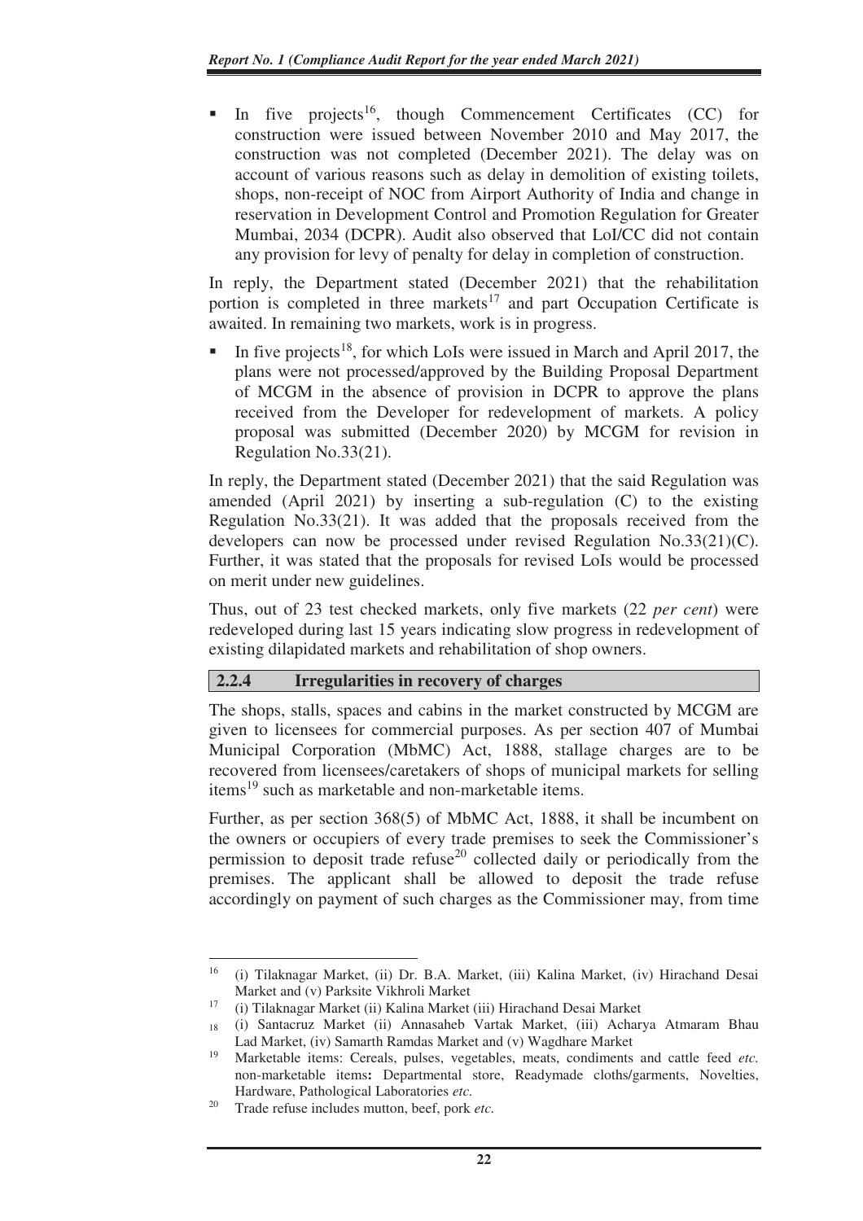- In five projects[16], though Commencement Certificates (CC) for construction were issued between November 2010 and May 2017, the construction was not completed (December 2021). The delay was on account of various reasons such as delay in demolition of existing toilets, shops, non-receipt of NOC from Airport Authority of India and change in reservation in Development Control and Promotion Regulation for Greater Mumbai, 2034 (DCPR). Audit also observed that LoI/CC did not contain any provision for levy of penalty for delay in completion of construction.

In reply, the Department stated (December 2021) that the rehabilitation portion is completed in three markets[17] and part Occupation Certificate is awaited. In remaining two markets, work is in progress.

- In five projects[18], for which LoIs were issued in March and April 2017, the plans were not processed/approved by the Building Proposal Department of MCGM in the absence of provision in DCPR to approve the plans received from the Developer for redevelopment of markets. A policy proposal was submitted (December 2020) by MCGM for revision in Regulation No.33(21).

In reply, the Department stated (December 2021) that the said Regulation was amended (April 2021) by inserting a sub-regulation (C) to the existing Regulation No.33(21). It was added that the proposals received from the developers can now be processed under revised Regulation No.33(21)(C). Further, it was stated that the proposals for revised LoIs would be processed on merit under new guidelines.

Thus, out of 23 test checked markets, only five markets (22 *per cent*) were redeveloped during last 15 years indicating slow progress in redevelopment of existing dilapidated markets and rehabilitation of shop owners.

### 2.2.4 Irregularities in recovery of charges

The shops, stalls, spaces and cabins in the market constructed by MCGM are given to licensees for commercial purposes. As per section 407 of Mumbai Municipal Corporation (MbMC) Act, 1888, stallage charges are to be recovered from licensees/caretakers of shops of municipal markets for selling items[19] such as marketable and non-marketable items.

Further, as per section 368(5) of MbMC Act, 1888, it shall be incumbent on the owners or occupiers of every trade premises to seek the Commissioner's permission to deposit trade refuse[20] collected daily or periodically from the premises. The applicant shall be allowed to deposit the trade refuse accordingly on payment of such charges as the Commissioner may, from time

---

[16] (i) Tilaknagar Market, (ii) Dr. B.A. Market, (iii) Kalina Market, (iv) Hirachand Desai Market and (v) Parksite Vikhroli Market

[17] (i) Tilaknagar Market (ii) Kalina Market (iii) Hirachand Desai Market

[18] (i) Santacruz Market (ii) Annasaheb Vartak Market, (iii) Acharya Atmaram Bhau Lad Market, (iv) Samarth Ramdas Market and (v) Wagdhare Market

[19] Marketable items: Cereals, pulses, vegetables, meats, condiments and cattle feed *etc.* non-marketable items**:** Departmental store, Readymade cloths/garments, Novelties, Hardware, Pathological Laboratories *etc.*

[20] Trade refuse includes mutton, beef, pork *etc.*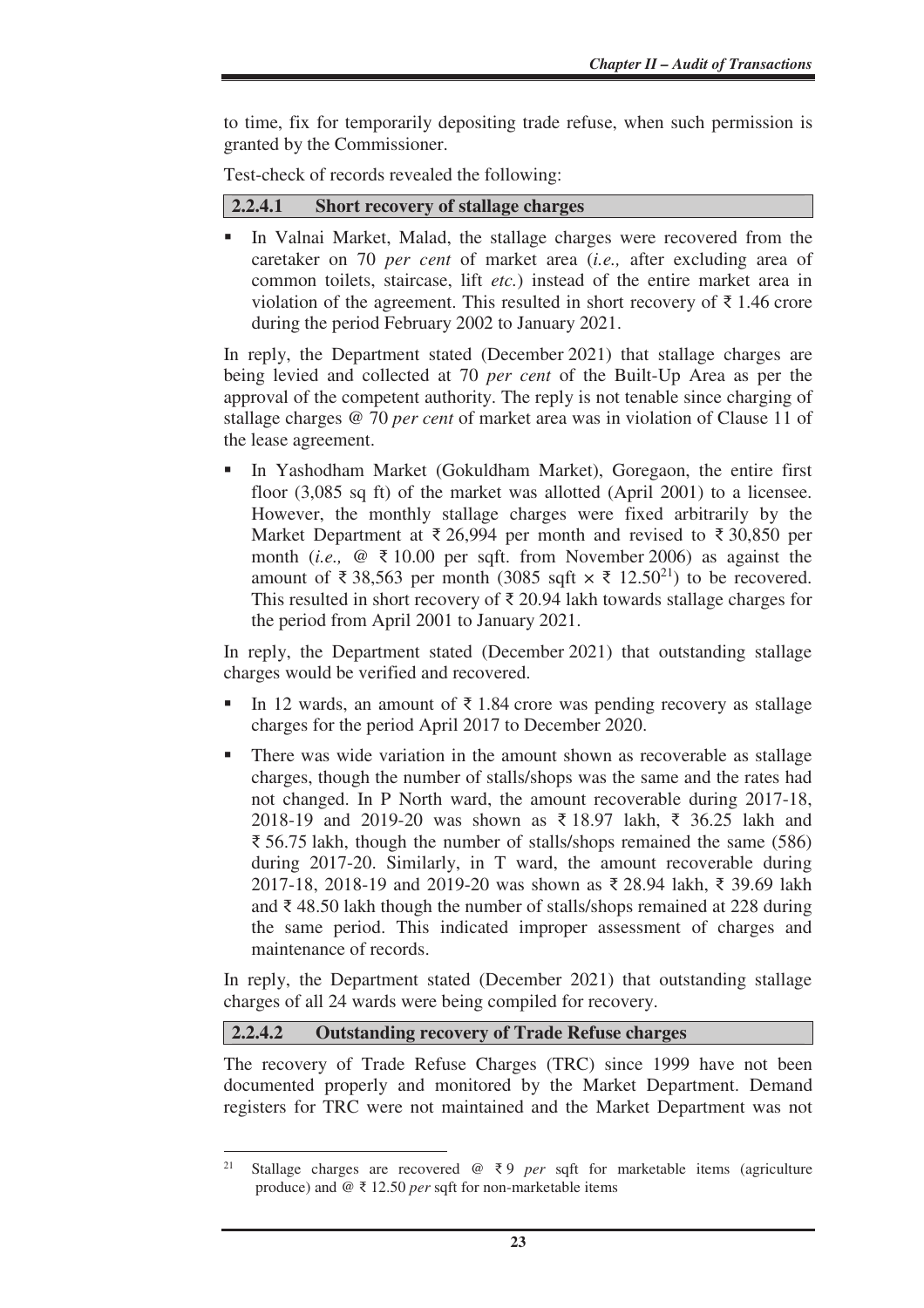to time, fix for temporarily depositing trade refuse, when such permission is granted by the Commissioner.

Test-check of records revealed the following:

### 2.2.4.1 Short recovery of stallage charges

- In Valnai Market, Malad, the stallage charges were recovered from the caretaker on 70 *per cent* of market area (*i.e.,* after excluding area of common toilets, staircase, lift *etc.*) instead of the entire market area in violation of the agreement. This resulted in short recovery of ₹ 1.46 crore during the period February 2002 to January 2021.

In reply, the Department stated (December 2021) that stallage charges are being levied and collected at 70 *per cent* of the Built-Up Area as per the approval of the competent authority. The reply is not tenable since charging of stallage charges @ 70 *per cent* of market area was in violation of Clause 11 of the lease agreement.

- In Yashodham Market (Gokuldham Market), Goregaon, the entire first floor (3,085 sq ft) of the market was allotted (April 2001) to a licensee. However, the monthly stallage charges were fixed arbitrarily by the Market Department at ₹ 26,994 per month and revised to ₹ 30,850 per month (*i.e.,* @ ₹ 10.00 per sqft. from November 2006) as against the amount of ₹ 38,563 per month (3085 sqft × ₹ 12.50[21]) to be recovered. This resulted in short recovery of ₹ 20.94 lakh towards stallage charges for the period from April 2001 to January 2021.

In reply, the Department stated (December 2021) that outstanding stallage charges would be verified and recovered.

- In 12 wards, an amount of ₹ 1.84 crore was pending recovery as stallage charges for the period April 2017 to December 2020.
- There was wide variation in the amount shown as recoverable as stallage charges, though the number of stalls/shops was the same and the rates had not changed. In P North ward, the amount recoverable during 2017-18, 2018-19 and 2019-20 was shown as ₹ 18.97 lakh, ₹ 36.25 lakh and ₹ 56.75 lakh, though the number of stalls/shops remained the same (586) during 2017-20. Similarly, in T ward, the amount recoverable during 2017-18, 2018-19 and 2019-20 was shown as ₹ 28.94 lakh, ₹ 39.69 lakh and ₹ 48.50 lakh though the number of stalls/shops remained at 228 during the same period. This indicated improper assessment of charges and maintenance of records.

In reply, the Department stated (December 2021) that outstanding stallage charges of all 24 wards were being compiled for recovery.

### 2.2.4.2 Outstanding recovery of Trade Refuse charges

The recovery of Trade Refuse Charges (TRC) since 1999 have not been documented properly and monitored by the Market Department. Demand registers for TRC were not maintained and the Market Department was not

---

[21] Stallage charges are recovered @ ₹ 9 *per* sqft for marketable items (agriculture produce) and @ ₹ 12.50 *per* sqft for non-marketable items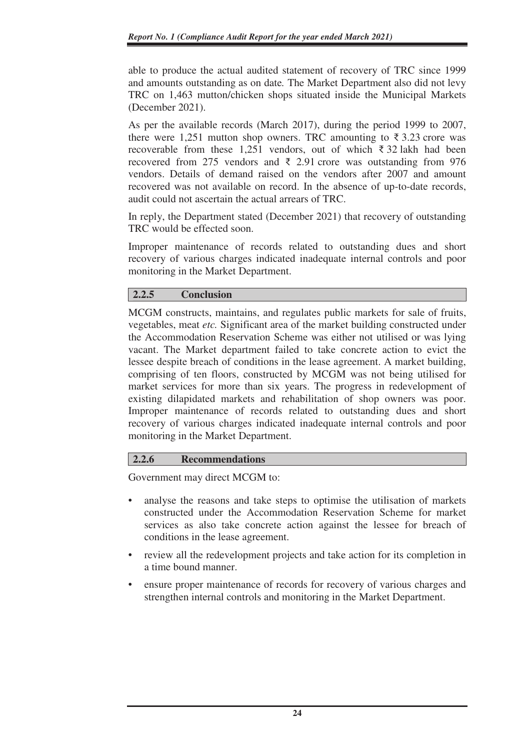able to produce the actual audited statement of recovery of TRC since 1999 and amounts outstanding as on date. The Market Department also did not levy TRC on 1,463 mutton/chicken shops situated inside the Municipal Markets (December 2021).

As per the available records (March 2017), during the period 1999 to 2007, there were 1,251 mutton shop owners. TRC amounting to ₹ 3.23 crore was recoverable from these 1,251 vendors, out of which ₹ 32 lakh had been recovered from 275 vendors and ₹ 2.91 crore was outstanding from 976 vendors. Details of demand raised on the vendors after 2007 and amount recovered was not available on record. In the absence of up-to-date records, audit could not ascertain the actual arrears of TRC.

In reply, the Department stated (December 2021) that recovery of outstanding TRC would be effected soon.

Improper maintenance of records related to outstanding dues and short recovery of various charges indicated inadequate internal controls and poor monitoring in the Market Department.

### 2.2.5 Conclusion

MCGM constructs, maintains, and regulates public markets for sale of fruits, vegetables, meat *etc.* Significant area of the market building constructed under the Accommodation Reservation Scheme was either not utilised or was lying vacant. The Market department failed to take concrete action to evict the lessee despite breach of conditions in the lease agreement. A market building, comprising of ten floors, constructed by MCGM was not being utilised for market services for more than six years. The progress in redevelopment of existing dilapidated markets and rehabilitation of shop owners was poor. Improper maintenance of records related to outstanding dues and short recovery of various charges indicated inadequate internal controls and poor monitoring in the Market Department.

### 2.2.6 Recommendations

Government may direct MCGM to:

- analyse the reasons and take steps to optimise the utilisation of markets constructed under the Accommodation Reservation Scheme for market services as also take concrete action against the lessee for breach of conditions in the lease agreement.
- review all the redevelopment projects and take action for its completion in a time bound manner.
- ensure proper maintenance of records for recovery of various charges and strengthen internal controls and monitoring in the Market Department.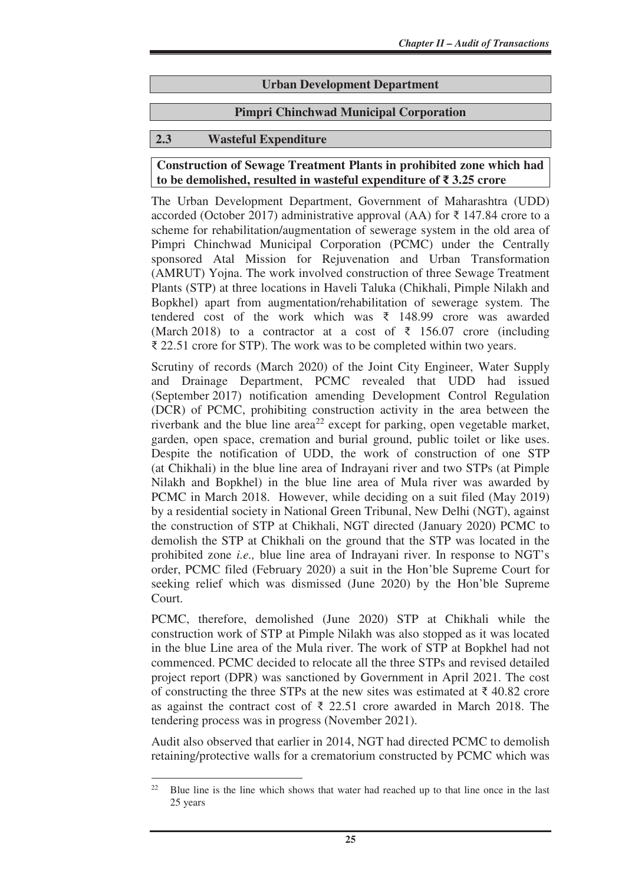## Urban Development Department

## Pimpri Chinchwad Municipal Corporation

## 2.3 Wasteful Expenditure

**Construction of Sewage Treatment Plants in prohibited zone which had to be demolished, resulted in wasteful expenditure of ₹ 3.25 crore**

The Urban Development Department, Government of Maharashtra (UDD) accorded (October 2017) administrative approval (AA) for ₹ 147.84 crore to a scheme for rehabilitation/augmentation of sewerage system in the old area of Pimpri Chinchwad Municipal Corporation (PCMC) under the Centrally sponsored Atal Mission for Rejuvenation and Urban Transformation (AMRUT) Yojna. The work involved construction of three Sewage Treatment Plants (STP) at three locations in Haveli Taluka (Chikhali, Pimple Nilakh and Bopkhel) apart from augmentation/rehabilitation of sewerage system. The tendered cost of the work which was ₹ 148.99 crore was awarded (March 2018) to a contractor at a cost of ₹ 156.07 crore (including ₹ 22.51 crore for STP). The work was to be completed within two years.

Scrutiny of records (March 2020) of the Joint City Engineer, Water Supply and Drainage Department, PCMC revealed that UDD had issued (September 2017) notification amending Development Control Regulation (DCR) of PCMC, prohibiting construction activity in the area between the riverbank and the blue line area[22] except for parking, open vegetable market, garden, open space, cremation and burial ground, public toilet or like uses. Despite the notification of UDD, the work of construction of one STP (at Chikhali) in the blue line area of Indrayani river and two STPs (at Pimple Nilakh and Bopkhel) in the blue line area of Mula river was awarded by PCMC in March 2018. However, while deciding on a suit filed (May 2019) by a residential society in National Green Tribunal, New Delhi (NGT), against the construction of STP at Chikhali, NGT directed (January 2020) PCMC to demolish the STP at Chikhali on the ground that the STP was located in the prohibited zone *i.e.,* blue line area of Indrayani river. In response to NGT's order, PCMC filed (February 2020) a suit in the Hon'ble Supreme Court for seeking relief which was dismissed (June 2020) by the Hon'ble Supreme Court.

PCMC, therefore, demolished (June 2020) STP at Chikhali while the construction work of STP at Pimple Nilakh was also stopped as it was located in the blue Line area of the Mula river. The work of STP at Bopkhel had not commenced. PCMC decided to relocate all the three STPs and revised detailed project report (DPR) was sanctioned by Government in April 2021. The cost of constructing the three STPs at the new sites was estimated at ₹ 40.82 crore as against the contract cost of ₹ 22.51 crore awarded in March 2018. The tendering process was in progress (November 2021).

Audit also observed that earlier in 2014, NGT had directed PCMC to demolish retaining/protective walls for a crematorium constructed by PCMC which was

---

[22] Blue line is the line which shows that water had reached up to that line once in the last 25 years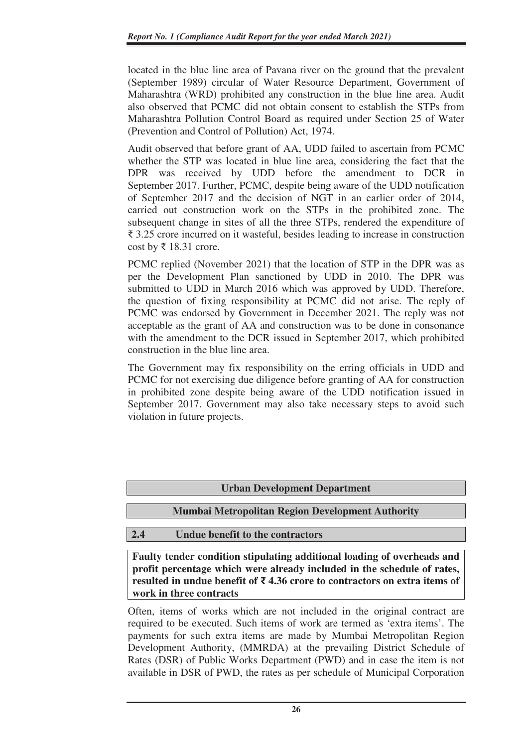located in the blue line area of Pavana river on the ground that the prevalent (September 1989) circular of Water Resource Department, Government of Maharashtra (WRD) prohibited any construction in the blue line area. Audit also observed that PCMC did not obtain consent to establish the STPs from Maharashtra Pollution Control Board as required under Section 25 of Water (Prevention and Control of Pollution) Act, 1974.

Audit observed that before grant of AA, UDD failed to ascertain from PCMC whether the STP was located in blue line area, considering the fact that the DPR was received by UDD before the amendment to DCR in September 2017. Further, PCMC, despite being aware of the UDD notification of September 2017 and the decision of NGT in an earlier order of 2014, carried out construction work on the STPs in the prohibited zone. The subsequent change in sites of all the three STPs, rendered the expenditure of ₹ 3.25 crore incurred on it wasteful, besides leading to increase in construction cost by ₹ 18.31 crore.

PCMC replied (November 2021) that the location of STP in the DPR was as per the Development Plan sanctioned by UDD in 2010. The DPR was submitted to UDD in March 2016 which was approved by UDD. Therefore, the question of fixing responsibility at PCMC did not arise. The reply of PCMC was endorsed by Government in December 2021. The reply was not acceptable as the grant of AA and construction was to be done in consonance with the amendment to the DCR issued in September 2017, which prohibited construction in the blue line area.

The Government may fix responsibility on the erring officials in UDD and PCMC for not exercising due diligence before granting of AA for construction in prohibited zone despite being aware of the UDD notification issued in September 2017. Government may also take necessary steps to avoid such violation in future projects.

## Urban Development Department

## Mumbai Metropolitan Region Development Authority

### 2.4 Undue benefit to the contractors

**Faulty tender condition stipulating additional loading of overheads and profit percentage which were already included in the schedule of rates, resulted in undue benefit of ₹ 4.36 crore to contractors on extra items of work in three contracts**

Often, items of works which are not included in the original contract are required to be executed. Such items of work are termed as 'extra items'. The payments for such extra items are made by Mumbai Metropolitan Region Development Authority, (MMRDA) at the prevailing District Schedule of Rates (DSR) of Public Works Department (PWD) and in case the item is not available in DSR of PWD, the rates as per schedule of Municipal Corporation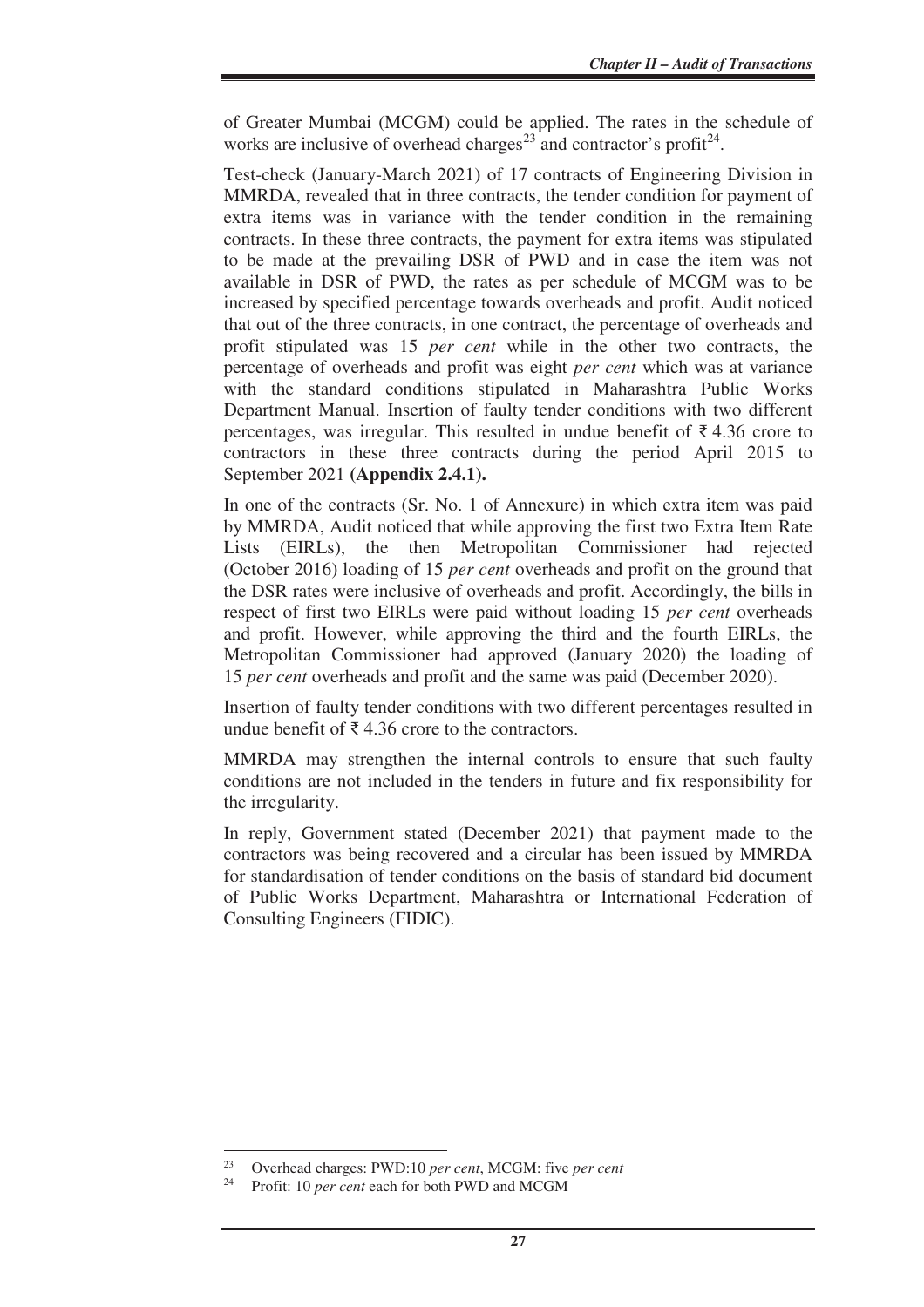of Greater Mumbai (MCGM) could be applied. The rates in the schedule of works are inclusive of overhead charges[23] and contractor's profit[24].

Test-check (January-March 2021) of 17 contracts of Engineering Division in MMRDA, revealed that in three contracts, the tender condition for payment of extra items was in variance with the tender condition in the remaining contracts. In these three contracts, the payment for extra items was stipulated to be made at the prevailing DSR of PWD and in case the item was not available in DSR of PWD, the rates as per schedule of MCGM was to be increased by specified percentage towards overheads and profit. Audit noticed that out of the three contracts, in one contract, the percentage of overheads and profit stipulated was 15 *per cent* while in the other two contracts, the percentage of overheads and profit was eight *per cent* which was at variance with the standard conditions stipulated in Maharashtra Public Works Department Manual. Insertion of faulty tender conditions with two different percentages, was irregular. This resulted in undue benefit of ₹ 4.36 crore to contractors in these three contracts during the period April 2015 to September 2021 **(Appendix 2.4.1).**

In one of the contracts (Sr. No. 1 of Annexure) in which extra item was paid by MMRDA, Audit noticed that while approving the first two Extra Item Rate Lists (EIRLs), the then Metropolitan Commissioner had rejected (October 2016) loading of 15 *per cent* overheads and profit on the ground that the DSR rates were inclusive of overheads and profit. Accordingly, the bills in respect of first two EIRLs were paid without loading 15 *per cent* overheads and profit. However, while approving the third and the fourth EIRLs, the Metropolitan Commissioner had approved (January 2020) the loading of 15 *per cent* overheads and profit and the same was paid (December 2020).

Insertion of faulty tender conditions with two different percentages resulted in undue benefit of ₹ 4.36 crore to the contractors.

MMRDA may strengthen the internal controls to ensure that such faulty conditions are not included in the tenders in future and fix responsibility for the irregularity.

In reply, Government stated (December 2021) that payment made to the contractors was being recovered and a circular has been issued by MMRDA for standardisation of tender conditions on the basis of standard bid document of Public Works Department, Maharashtra or International Federation of Consulting Engineers (FIDIC).

---

[23] Overhead charges: PWD:10 *per cent*, MCGM: five *per cent*

[24] Profit: 10 *per cent* each for both PWD and MCGM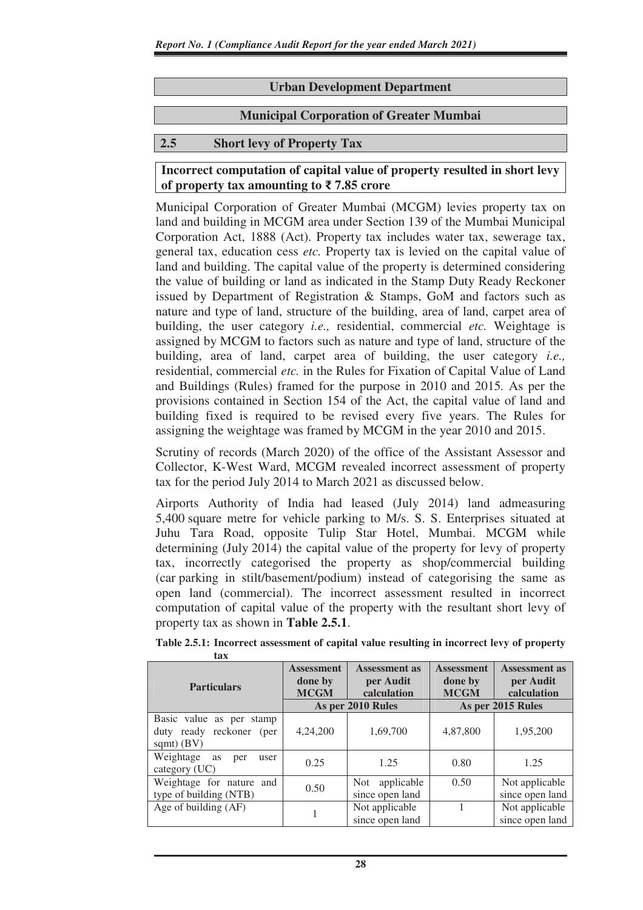## Urban Development Department

## Municipal Corporation of Greater Mumbai

### 2.5 Short levy of Property Tax

**Incorrect computation of capital value of property resulted in short levy of property tax amounting to ₹ 7.85 crore**

Municipal Corporation of Greater Mumbai (MCGM) levies property tax on land and building in MCGM area under Section 139 of the Mumbai Municipal Corporation Act, 1888 (Act). Property tax includes water tax, sewerage tax, general tax, education cess *etc.* Property tax is levied on the capital value of land and building. The capital value of the property is determined considering the value of building or land as indicated in the Stamp Duty Ready Reckoner issued by Department of Registration & Stamps, GoM and factors such as nature and type of land, structure of the building, area of land, carpet area of building, the user category *i.e.,* residential, commercial *etc.* Weightage is assigned by MCGM to factors such as nature and type of land, structure of the building, area of land, carpet area of building, the user category *i.e.,* residential, commercial *etc.* in the Rules for Fixation of Capital Value of Land and Buildings (Rules) framed for the purpose in 2010 and 2015. As per the provisions contained in Section 154 of the Act, the capital value of land and building fixed is required to be revised every five years. The Rules for assigning the weightage was framed by MCGM in the year 2010 and 2015.

Scrutiny of records (March 2020) of the office of the Assistant Assessor and Collector, K-West Ward, MCGM revealed incorrect assessment of property tax for the period July 2014 to March 2021 as discussed below.

Airports Authority of India had leased (July 2014) land admeasuring 5,400 square metre for vehicle parking to M/s. S. S. Enterprises situated at Juhu Tara Road, opposite Tulip Star Hotel, Mumbai. MCGM while determining (July 2014) the capital value of the property for levy of property tax, incorrectly categorised the property as shop/commercial building (car parking in stilt/basement/podium) instead of categorising the same as open land (commercial). The incorrect assessment resulted in incorrect computation of capital value of the property with the resultant short levy of property tax as shown in **Table 2.5.1**.

**Table 2.5.1: Incorrect assessment of capital value resulting in incorrect levy of property tax**

| Particulars | Assessment done by MCGM | Assessment as per Audit calculation | Assessment done by MCGM | Assessment as per Audit calculation |
|---|---|---|---|---|
| | As per 2010 Rules | | As per 2015 Rules | |
| Basic value as per stamp duty ready reckoner (per sqmt) (BV) | 4,24,200 | 1,69,700 | 4,87,800 | 1,95,200 |
| Weightage as per user category (UC) | 0.25 | 1.25 | 0.80 | 1.25 |
| Weightage for nature and type of building (NTB) | 0.50 | Not applicable since open land | 0.50 | Not applicable since open land |
| Age of building (AF) | 1 | Not applicable since open land | 1 | Not applicable since open land |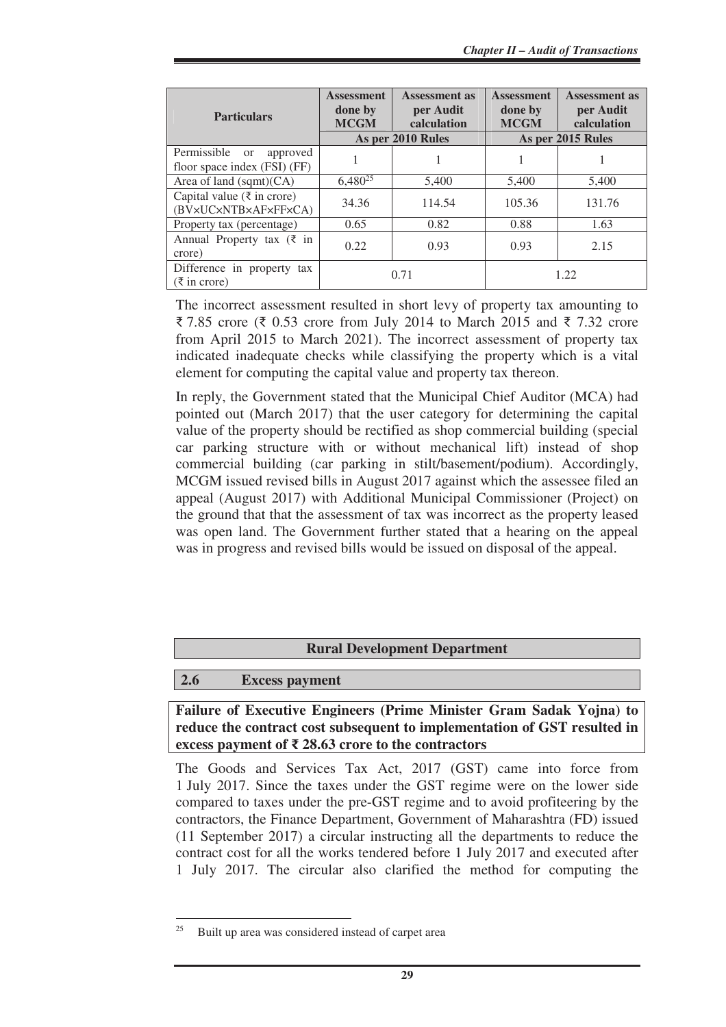| Particulars | Assessment done by MCGM | Assessment as per Audit calculation | Assessment done by MCGM | Assessment as per Audit calculation |
|---|---|---|---|---|
| | As per 2010 Rules | | As per 2015 Rules | |
| Permissible or approved floor space index (FSI) (FF) | 1 | 1 | 1 | 1 |
| Area of land (sqmt)(CA) | 6,480[25] | 5,400 | 5,400 | 5,400 |
| Capital value (₹ in crore) (BV×UC×NTB×AF×FF×CA) | 34.36 | 114.54 | 105.36 | 131.76 |
| Property tax (percentage) | 0.65 | 0.82 | 0.88 | 1.63 |
| Annual Property tax (₹ in crore) | 0.22 | 0.93 | 0.93 | 2.15 |
| Difference in property tax (₹ in crore) | 0.71 | | 1.22 | |

The incorrect assessment resulted in short levy of property tax amounting to ₹ 7.85 crore (₹ 0.53 crore from July 2014 to March 2015 and ₹ 7.32 crore from April 2015 to March 2021). The incorrect assessment of property tax indicated inadequate checks while classifying the property which is a vital element for computing the capital value and property tax thereon.

In reply, the Government stated that the Municipal Chief Auditor (MCA) had pointed out (March 2017) that the user category for determining the capital value of the property should be rectified as shop commercial building (special car parking structure with or without mechanical lift) instead of shop commercial building (car parking in stilt/basement/podium). Accordingly, MCGM issued revised bills in August 2017 against which the assessee filed an appeal (August 2017) with Additional Municipal Commissioner (Project) on the ground that that the assessment of tax was incorrect as the property leased was open land. The Government further stated that a hearing on the appeal was in progress and revised bills would be issued on disposal of the appeal.

## Rural Development Department

### 2.6 Excess payment

**Failure of Executive Engineers (Prime Minister Gram Sadak Yojna) to reduce the contract cost subsequent to implementation of GST resulted in excess payment of ₹ 28.63 crore to the contractors**

The Goods and Services Tax Act, 2017 (GST) came into force from 1 July 2017. Since the taxes under the GST regime were on the lower side compared to taxes under the pre-GST regime and to avoid profiteering by the contractors, the Finance Department, Government of Maharashtra (FD) issued (11 September 2017) a circular instructing all the departments to reduce the contract cost for all the works tendered before 1 July 2017 and executed after 1 July 2017. The circular also clarified the method for computing the

[25] Built up area was considered instead of carpet area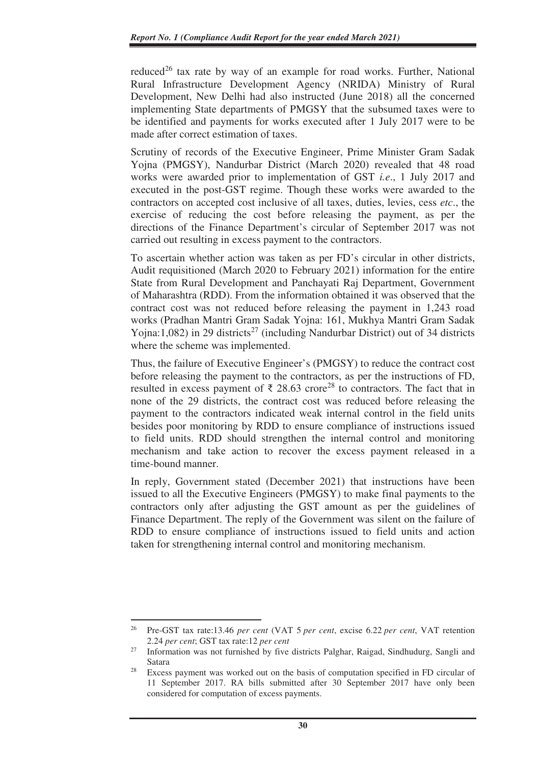reduced[26] tax rate by way of an example for road works. Further, National Rural Infrastructure Development Agency (NRIDA) Ministry of Rural Development, New Delhi had also instructed (June 2018) all the concerned implementing State departments of PMGSY that the subsumed taxes were to be identified and payments for works executed after 1 July 2017 were to be made after correct estimation of taxes.

Scrutiny of records of the Executive Engineer, Prime Minister Gram Sadak Yojna (PMGSY), Nandurbar District (March 2020) revealed that 48 road works were awarded prior to implementation of GST *i.e*., 1 July 2017 and executed in the post-GST regime. Though these works were awarded to the contractors on accepted cost inclusive of all taxes, duties, levies, cess *etc*., the exercise of reducing the cost before releasing the payment, as per the directions of the Finance Department's circular of September 2017 was not carried out resulting in excess payment to the contractors.

To ascertain whether action was taken as per FD's circular in other districts, Audit requisitioned (March 2020 to February 2021) information for the entire State from Rural Development and Panchayati Raj Department, Government of Maharashtra (RDD). From the information obtained it was observed that the contract cost was not reduced before releasing the payment in 1,243 road works (Pradhan Mantri Gram Sadak Yojna: 161, Mukhya Mantri Gram Sadak Yojna:1,082) in 29 districts[27] (including Nandurbar District) out of 34 districts where the scheme was implemented.

Thus, the failure of Executive Engineer's (PMGSY) to reduce the contract cost before releasing the payment to the contractors, as per the instructions of FD, resulted in excess payment of ₹ 28.63 crore[28] to contractors. The fact that in none of the 29 districts, the contract cost was reduced before releasing the payment to the contractors indicated weak internal control in the field units besides poor monitoring by RDD to ensure compliance of instructions issued to field units. RDD should strengthen the internal control and monitoring mechanism and take action to recover the excess payment released in a time-bound manner.

In reply, Government stated (December 2021) that instructions have been issued to all the Executive Engineers (PMGSY) to make final payments to the contractors only after adjusting the GST amount as per the guidelines of Finance Department. The reply of the Government was silent on the failure of RDD to ensure compliance of instructions issued to field units and action taken for strengthening internal control and monitoring mechanism.

---

[26] Pre-GST tax rate:13.46 *per cent* (VAT 5 *per cent*, excise 6.22 *per cent*, VAT retention 2.24 *per cent*; GST tax rate:12 *per cent*

[27] Information was not furnished by five districts Palghar, Raigad, Sindhudurg, Sangli and Satara

[28] Excess payment was worked out on the basis of computation specified in FD circular of 11 September 2017. RA bills submitted after 30 September 2017 have only been considered for computation of excess payments.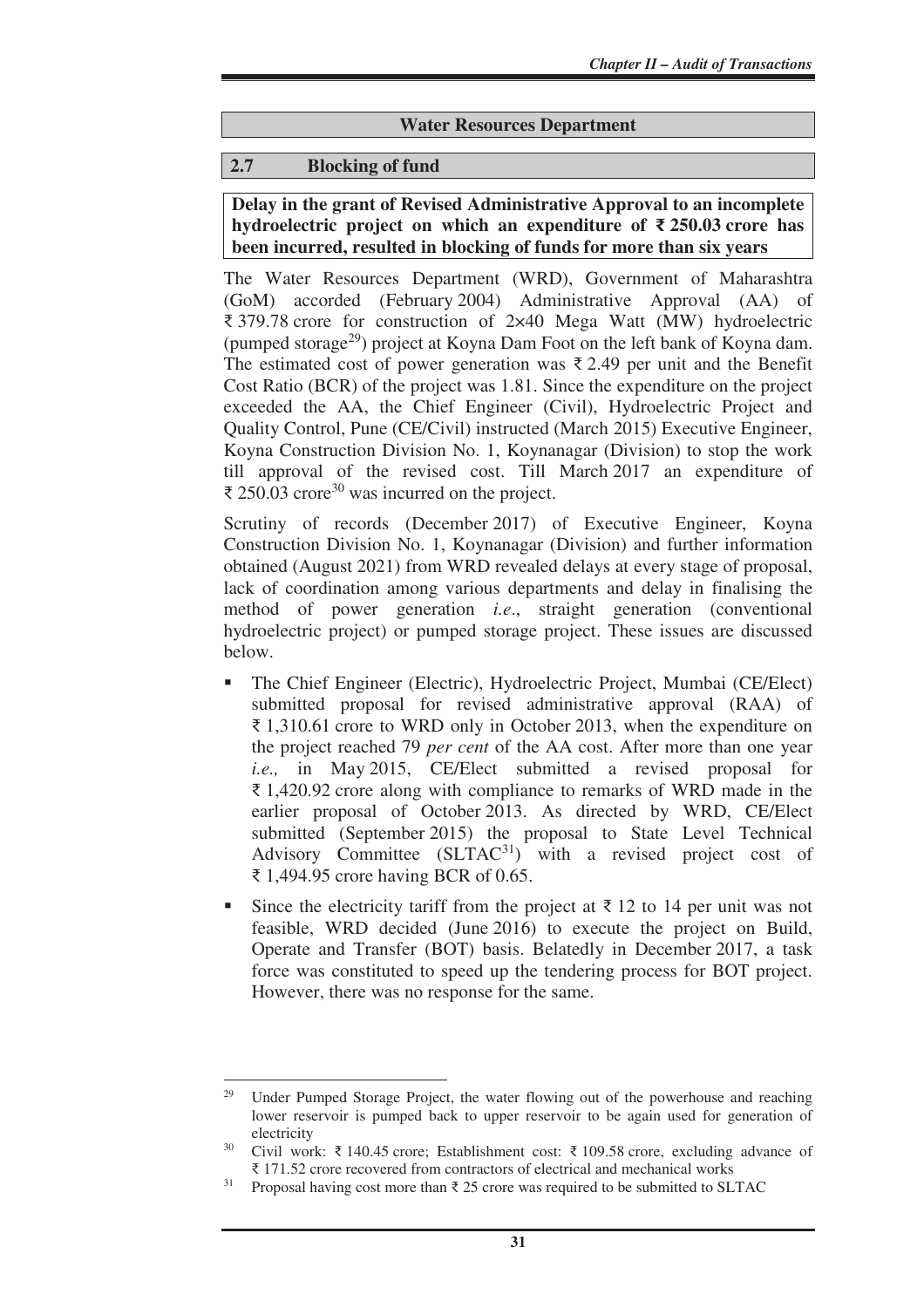## Water Resources Department

### 2.7 Blocking of fund

**Delay in the grant of Revised Administrative Approval to an incomplete hydroelectric project on which an expenditure of ₹ 250.03 crore has been incurred, resulted in blocking of funds for more than six years**

The Water Resources Department (WRD), Government of Maharashtra (GoM) accorded (February 2004) Administrative Approval (AA) of ₹ 379.78 crore for construction of 2×40 Mega Watt (MW) hydroelectric (pumped storage[29]) project at Koyna Dam Foot on the left bank of Koyna dam. The estimated cost of power generation was ₹ 2.49 per unit and the Benefit Cost Ratio (BCR) of the project was 1.81. Since the expenditure on the project exceeded the AA, the Chief Engineer (Civil), Hydroelectric Project and Quality Control, Pune (CE/Civil) instructed (March 2015) Executive Engineer, Koyna Construction Division No. 1, Koynanagar (Division) to stop the work till approval of the revised cost. Till March 2017 an expenditure of ₹ 250.03 crore[30] was incurred on the project.

Scrutiny of records (December 2017) of Executive Engineer, Koyna Construction Division No. 1, Koynanagar (Division) and further information obtained (August 2021) from WRD revealed delays at every stage of proposal, lack of coordination among various departments and delay in finalising the method of power generation *i.e*., straight generation (conventional hydroelectric project) or pumped storage project. These issues are discussed below.

- The Chief Engineer (Electric), Hydroelectric Project, Mumbai (CE/Elect) submitted proposal for revised administrative approval (RAA) of ₹ 1,310.61 crore to WRD only in October 2013, when the expenditure on the project reached 79 *per cent* of the AA cost. After more than one year *i.e.,* in May 2015, CE/Elect submitted a revised proposal for ₹ 1,420.92 crore along with compliance to remarks of WRD made in the earlier proposal of October 2013. As directed by WRD, CE/Elect submitted (September 2015) the proposal to State Level Technical Advisory Committee (SLTAC[31]) with a revised project cost of ₹ 1,494.95 crore having BCR of 0.65.
- Since the electricity tariff from the project at ₹ 12 to 14 per unit was not feasible, WRD decided (June 2016) to execute the project on Build, Operate and Transfer (BOT) basis. Belatedly in December 2017, a task force was constituted to speed up the tendering process for BOT project. However, there was no response for the same.

---

[29] Under Pumped Storage Project, the water flowing out of the powerhouse and reaching lower reservoir is pumped back to upper reservoir to be again used for generation of electricity

[30] Civil work: ₹ 140.45 crore; Establishment cost: ₹ 109.58 crore, excluding advance of ₹ 171.52 crore recovered from contractors of electrical and mechanical works

[31] Proposal having cost more than ₹ 25 crore was required to be submitted to SLTAC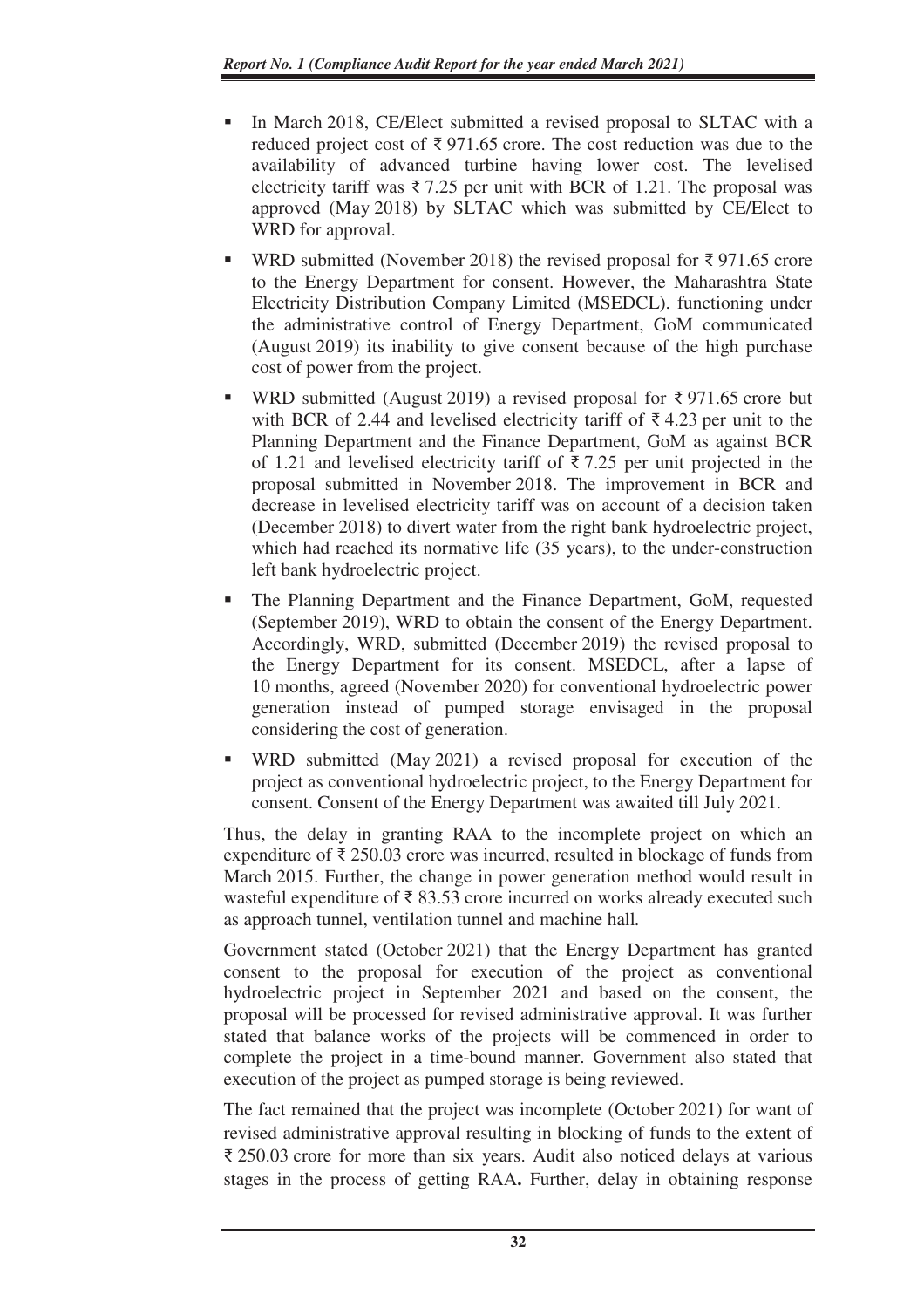- In March 2018, CE/Elect submitted a revised proposal to SLTAC with a reduced project cost of ₹ 971.65 crore. The cost reduction was due to the availability of advanced turbine having lower cost. The levelised electricity tariff was ₹ 7.25 per unit with BCR of 1.21. The proposal was approved (May 2018) by SLTAC which was submitted by CE/Elect to WRD for approval.
- WRD submitted (November 2018) the revised proposal for ₹ 971.65 crore to the Energy Department for consent. However, the Maharashtra State Electricity Distribution Company Limited (MSEDCL). functioning under the administrative control of Energy Department, GoM communicated (August 2019) its inability to give consent because of the high purchase cost of power from the project.
- WRD submitted (August 2019) a revised proposal for ₹ 971.65 crore but with BCR of 2.44 and levelised electricity tariff of ₹ 4.23 per unit to the Planning Department and the Finance Department, GoM as against BCR of 1.21 and levelised electricity tariff of ₹ 7.25 per unit projected in the proposal submitted in November 2018. The improvement in BCR and decrease in levelised electricity tariff was on account of a decision taken (December 2018) to divert water from the right bank hydroelectric project, which had reached its normative life (35 years), to the under-construction left bank hydroelectric project.
- The Planning Department and the Finance Department, GoM, requested (September 2019), WRD to obtain the consent of the Energy Department. Accordingly, WRD, submitted (December 2019) the revised proposal to the Energy Department for its consent. MSEDCL, after a lapse of 10 months, agreed (November 2020) for conventional hydroelectric power generation instead of pumped storage envisaged in the proposal considering the cost of generation.
- WRD submitted (May 2021) a revised proposal for execution of the project as conventional hydroelectric project, to the Energy Department for consent. Consent of the Energy Department was awaited till July 2021.

Thus, the delay in granting RAA to the incomplete project on which an expenditure of ₹ 250.03 crore was incurred, resulted in blockage of funds from March 2015. Further, the change in power generation method would result in wasteful expenditure of ₹ 83.53 crore incurred on works already executed such as approach tunnel, ventilation tunnel and machine hall.

Government stated (October 2021) that the Energy Department has granted consent to the proposal for execution of the project as conventional hydroelectric project in September 2021 and based on the consent, the proposal will be processed for revised administrative approval. It was further stated that balance works of the projects will be commenced in order to complete the project in a time-bound manner. Government also stated that execution of the project as pumped storage is being reviewed.

The fact remained that the project was incomplete (October 2021) for want of revised administrative approval resulting in blocking of funds to the extent of ₹ 250.03 crore for more than six years. Audit also noticed delays at various stages in the process of getting RAA**.** Further, delay in obtaining response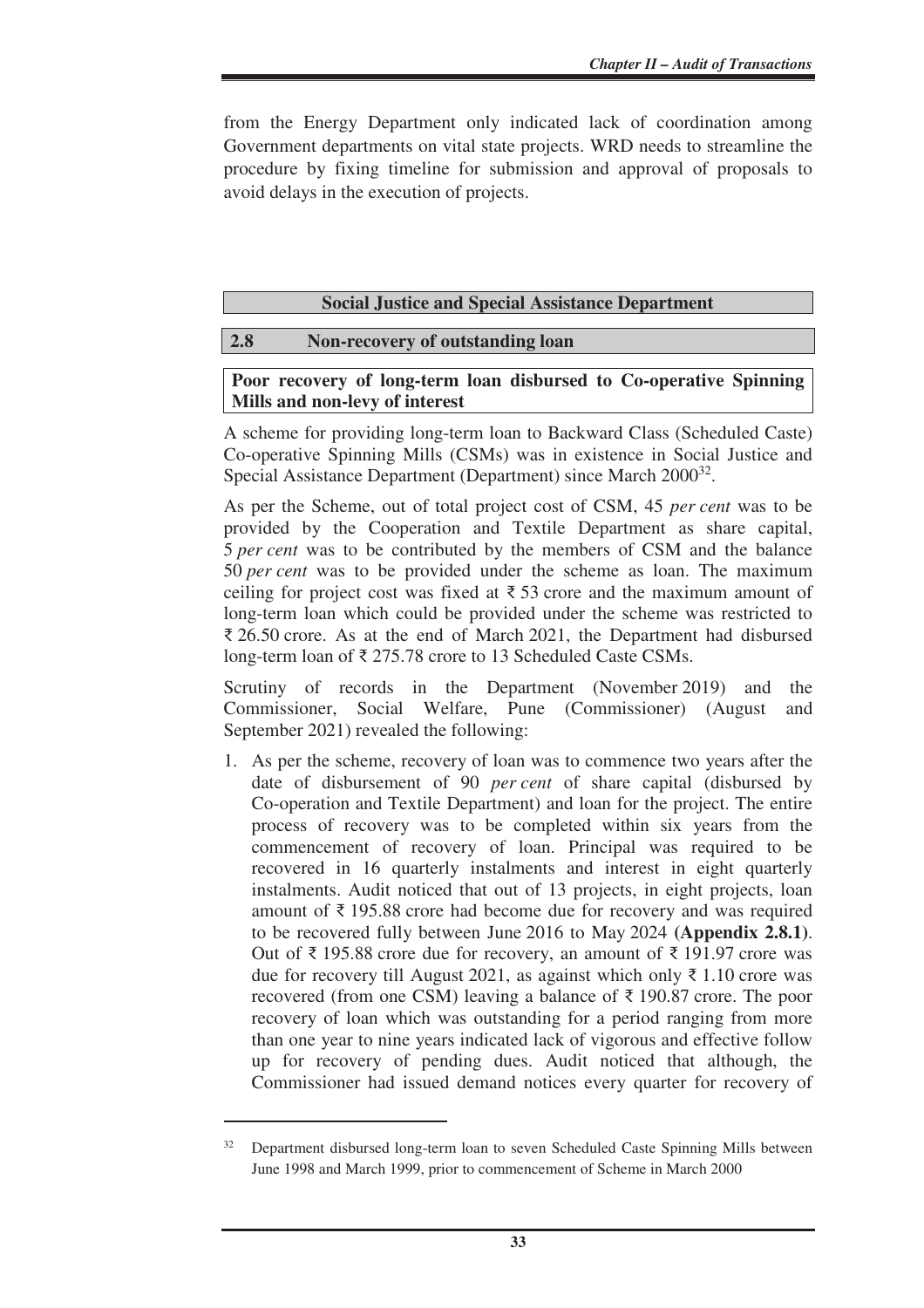from the Energy Department only indicated lack of coordination among Government departments on vital state projects. WRD needs to streamline the procedure by fixing timeline for submission and approval of proposals to avoid delays in the execution of projects.

## Social Justice and Special Assistance Department

### 2.8 Non-recovery of outstanding loan

**Poor recovery of long-term loan disbursed to Co-operative Spinning Mills and non-levy of interest**

A scheme for providing long-term loan to Backward Class (Scheduled Caste) Co-operative Spinning Mills (CSMs) was in existence in Social Justice and Special Assistance Department (Department) since March 2000[32].

As per the Scheme, out of total project cost of CSM, 45 *per cent* was to be provided by the Cooperation and Textile Department as share capital, 5 *per cent* was to be contributed by the members of CSM and the balance 50 *per cent* was to be provided under the scheme as loan. The maximum ceiling for project cost was fixed at ₹ 53 crore and the maximum amount of long-term loan which could be provided under the scheme was restricted to ₹ 26.50 crore. As at the end of March 2021, the Department had disbursed long-term loan of ₹ 275.78 crore to 13 Scheduled Caste CSMs.

Scrutiny of records in the Department (November 2019) and the Commissioner, Social Welfare, Pune (Commissioner) (August and September 2021) revealed the following:

1. As per the scheme, recovery of loan was to commence two years after the date of disbursement of 90 *per cent* of share capital (disbursed by Co-operation and Textile Department) and loan for the project. The entire process of recovery was to be completed within six years from the commencement of recovery of loan. Principal was required to be recovered in 16 quarterly instalments and interest in eight quarterly instalments. Audit noticed that out of 13 projects, in eight projects, loan amount of ₹ 195.88 crore had become due for recovery and was required to be recovered fully between June 2016 to May 2024 **(Appendix 2.8.1)**. Out of ₹ 195.88 crore due for recovery, an amount of ₹ 191.97 crore was due for recovery till August 2021, as against which only ₹ 1.10 crore was recovered (from one CSM) leaving a balance of ₹ 190.87 crore. The poor recovery of loan which was outstanding for a period ranging from more than one year to nine years indicated lack of vigorous and effective follow up for recovery of pending dues. Audit noticed that although, the Commissioner had issued demand notices every quarter for recovery of

---

[32] Department disbursed long-term loan to seven Scheduled Caste Spinning Mills between June 1998 and March 1999, prior to commencement of Scheme in March 2000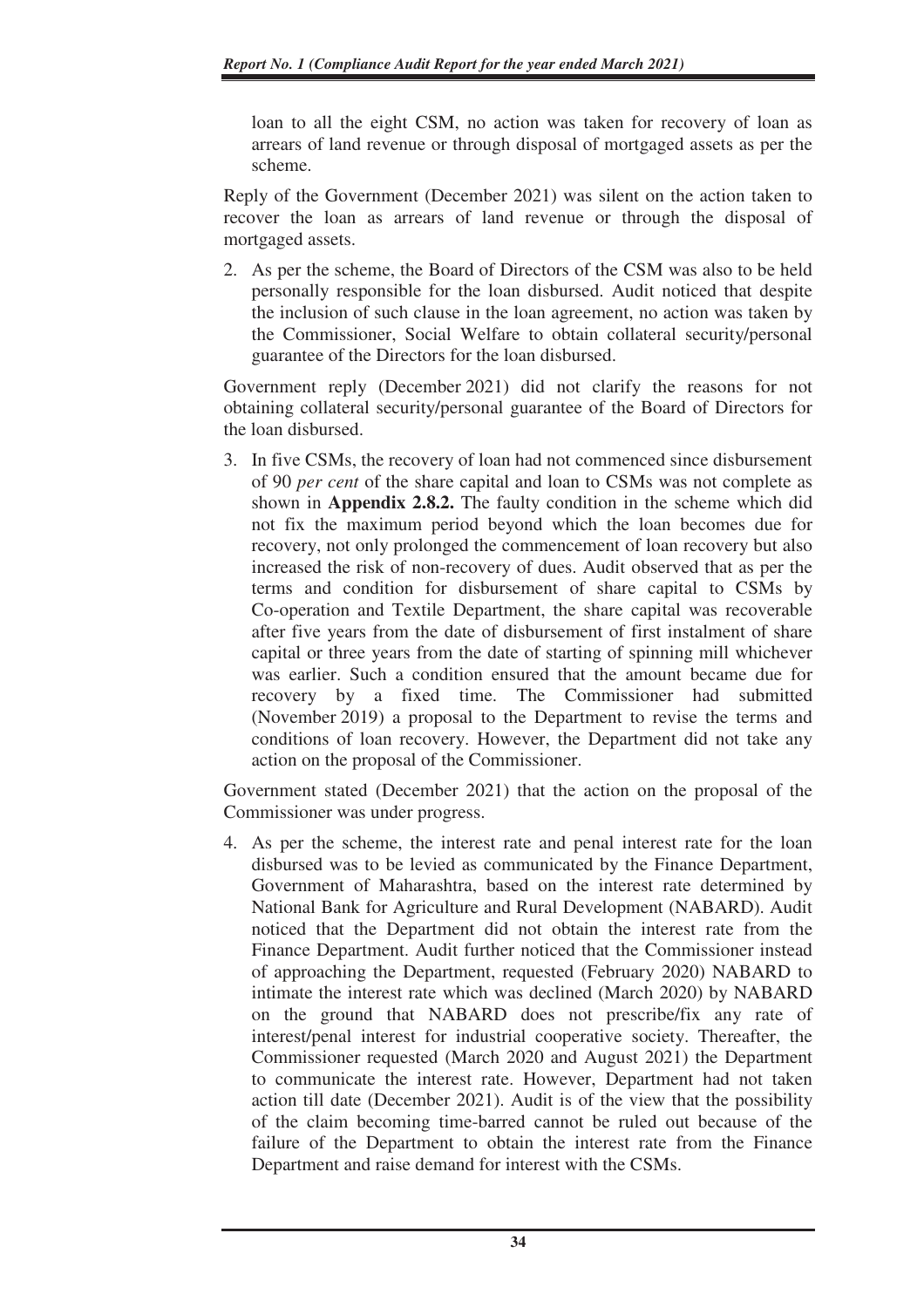loan to all the eight CSM, no action was taken for recovery of loan as arrears of land revenue or through disposal of mortgaged assets as per the scheme.

Reply of the Government (December 2021) was silent on the action taken to recover the loan as arrears of land revenue or through the disposal of mortgaged assets.

2. As per the scheme, the Board of Directors of the CSM was also to be held personally responsible for the loan disbursed. Audit noticed that despite the inclusion of such clause in the loan agreement, no action was taken by the Commissioner, Social Welfare to obtain collateral security/personal guarantee of the Directors for the loan disbursed.

Government reply (December 2021) did not clarify the reasons for not obtaining collateral security/personal guarantee of the Board of Directors for the loan disbursed.

3. In five CSMs, the recovery of loan had not commenced since disbursement of 90 *per cent* of the share capital and loan to CSMs was not complete as shown in **Appendix 2.8.2.** The faulty condition in the scheme which did not fix the maximum period beyond which the loan becomes due for recovery, not only prolonged the commencement of loan recovery but also increased the risk of non-recovery of dues. Audit observed that as per the terms and condition for disbursement of share capital to CSMs by Co-operation and Textile Department, the share capital was recoverable after five years from the date of disbursement of first instalment of share capital or three years from the date of starting of spinning mill whichever was earlier. Such a condition ensured that the amount became due for recovery by a fixed time. The Commissioner had submitted (November 2019) a proposal to the Department to revise the terms and conditions of loan recovery. However, the Department did not take any action on the proposal of the Commissioner.

Government stated (December 2021) that the action on the proposal of the Commissioner was under progress.

4. As per the scheme, the interest rate and penal interest rate for the loan disbursed was to be levied as communicated by the Finance Department, Government of Maharashtra, based on the interest rate determined by National Bank for Agriculture and Rural Development (NABARD). Audit noticed that the Department did not obtain the interest rate from the Finance Department. Audit further noticed that the Commissioner instead of approaching the Department, requested (February 2020) NABARD to intimate the interest rate which was declined (March 2020) by NABARD on the ground that NABARD does not prescribe/fix any rate of interest/penal interest for industrial cooperative society. Thereafter, the Commissioner requested (March 2020 and August 2021) the Department to communicate the interest rate. However, Department had not taken action till date (December 2021). Audit is of the view that the possibility of the claim becoming time-barred cannot be ruled out because of the failure of the Department to obtain the interest rate from the Finance Department and raise demand for interest with the CSMs.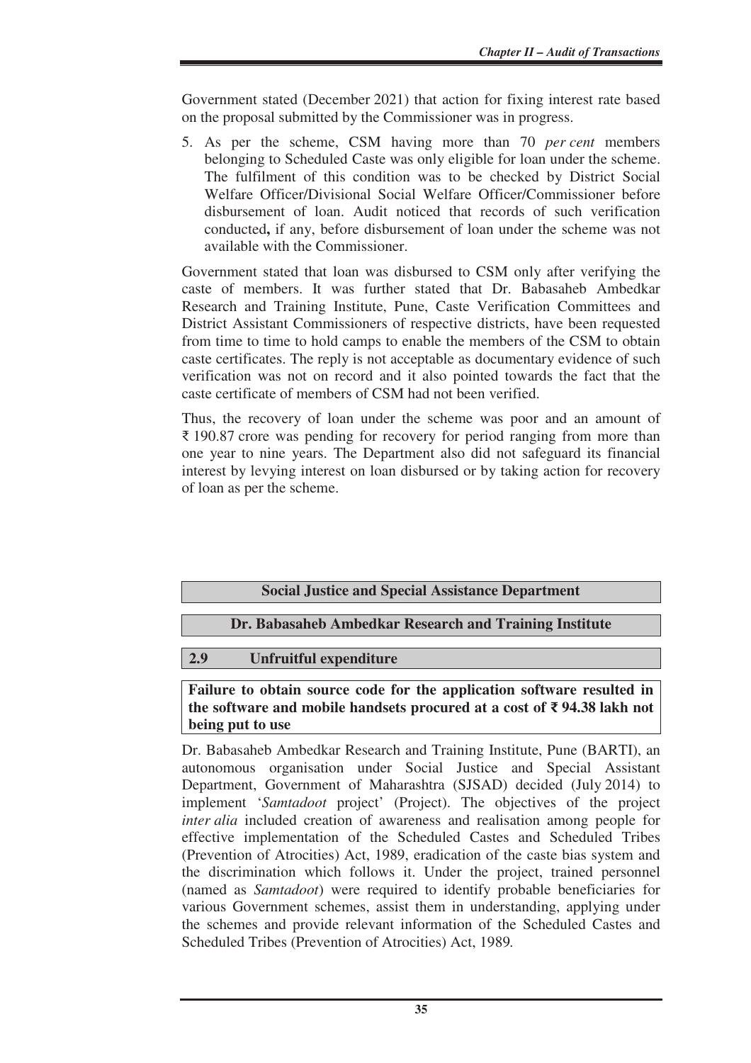Government stated (December 2021) that action for fixing interest rate based on the proposal submitted by the Commissioner was in progress.

5. As per the scheme, CSM having more than 70 *per cent* members belonging to Scheduled Caste was only eligible for loan under the scheme. The fulfilment of this condition was to be checked by District Social Welfare Officer/Divisional Social Welfare Officer/Commissioner before disbursement of loan. Audit noticed that records of such verification conducted**,** if any, before disbursement of loan under the scheme was not available with the Commissioner.

Government stated that loan was disbursed to CSM only after verifying the caste of members. It was further stated that Dr. Babasaheb Ambedkar Research and Training Institute, Pune, Caste Verification Committees and District Assistant Commissioners of respective districts, have been requested from time to time to hold camps to enable the members of the CSM to obtain caste certificates. The reply is not acceptable as documentary evidence of such verification was not on record and it also pointed towards the fact that the caste certificate of members of CSM had not been verified.

Thus, the recovery of loan under the scheme was poor and an amount of ₹ 190.87 crore was pending for recovery for period ranging from more than one year to nine years. The Department also did not safeguard its financial interest by levying interest on loan disbursed or by taking action for recovery of loan as per the scheme.

**Social Justice and Special Assistance Department**

**Dr. Babasaheb Ambedkar Research and Training Institute**

## 2.9 Unfruitful expenditure

**Failure to obtain source code for the application software resulted in the software and mobile handsets procured at a cost of ₹ 94.38 lakh not being put to use**

Dr. Babasaheb Ambedkar Research and Training Institute, Pune (BARTI), an autonomous organisation under Social Justice and Special Assistant Department, Government of Maharashtra (SJSAD) decided (July 2014) to implement '*Samtadoot* project' (Project). The objectives of the project *inter alia* included creation of awareness and realisation among people for effective implementation of the Scheduled Castes and Scheduled Tribes (Prevention of Atrocities) Act, 1989, eradication of the caste bias system and the discrimination which follows it. Under the project, trained personnel (named as *Samtadoot*) were required to identify probable beneficiaries for various Government schemes, assist them in understanding, applying under the schemes and provide relevant information of the Scheduled Castes and Scheduled Tribes (Prevention of Atrocities) Act, 1989.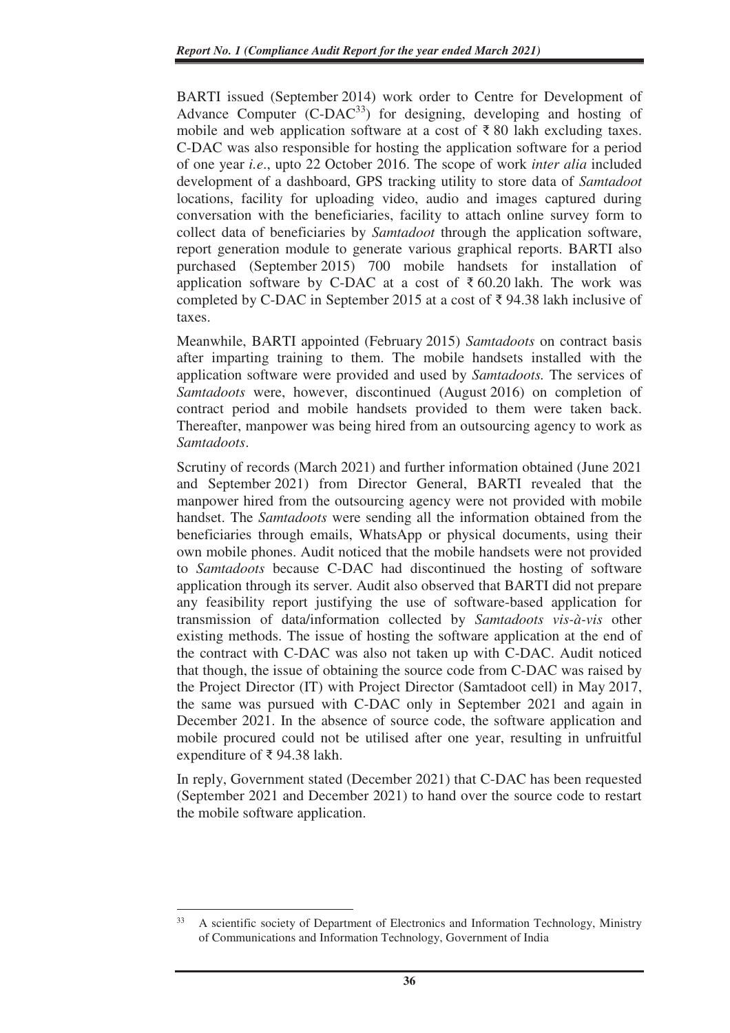BARTI issued (September 2014) work order to Centre for Development of Advance Computer (C-DAC[33]) for designing, developing and hosting of mobile and web application software at a cost of ₹ 80 lakh excluding taxes. C-DAC was also responsible for hosting the application software for a period of one year *i.e*., upto 22 October 2016. The scope of work *inter alia* included development of a dashboard, GPS tracking utility to store data of *Samtadoot* locations, facility for uploading video, audio and images captured during conversation with the beneficiaries, facility to attach online survey form to collect data of beneficiaries by *Samtadoot* through the application software, report generation module to generate various graphical reports. BARTI also purchased (September 2015) 700 mobile handsets for installation of application software by C-DAC at a cost of ₹ 60.20 lakh. The work was completed by C-DAC in September 2015 at a cost of ₹ 94.38 lakh inclusive of taxes.

Meanwhile, BARTI appointed (February 2015) *Samtadoots* on contract basis after imparting training to them. The mobile handsets installed with the application software were provided and used by *Samtadoots.* The services of *Samtadoots* were, however, discontinued (August 2016) on completion of contract period and mobile handsets provided to them were taken back. Thereafter, manpower was being hired from an outsourcing agency to work as *Samtadoots*.

Scrutiny of records (March 2021) and further information obtained (June 2021 and September 2021) from Director General, BARTI revealed that the manpower hired from the outsourcing agency were not provided with mobile handset. The *Samtadoots* were sending all the information obtained from the beneficiaries through emails, WhatsApp or physical documents, using their own mobile phones. Audit noticed that the mobile handsets were not provided to *Samtadoots* because C-DAC had discontinued the hosting of software application through its server. Audit also observed that BARTI did not prepare any feasibility report justifying the use of software-based application for transmission of data/information collected by *Samtadoots vis-à-vis* other existing methods. The issue of hosting the software application at the end of the contract with C-DAC was also not taken up with C-DAC. Audit noticed that though, the issue of obtaining the source code from C-DAC was raised by the Project Director (IT) with Project Director (Samtadoot cell) in May 2017, the same was pursued with C-DAC only in September 2021 and again in December 2021. In the absence of source code, the software application and mobile procured could not be utilised after one year, resulting in unfruitful expenditure of ₹ 94.38 lakh.

In reply, Government stated (December 2021) that C-DAC has been requested (September 2021 and December 2021) to hand over the source code to restart the mobile software application.

---

[33] A scientific society of Department of Electronics and Information Technology, Ministry of Communications and Information Technology, Government of India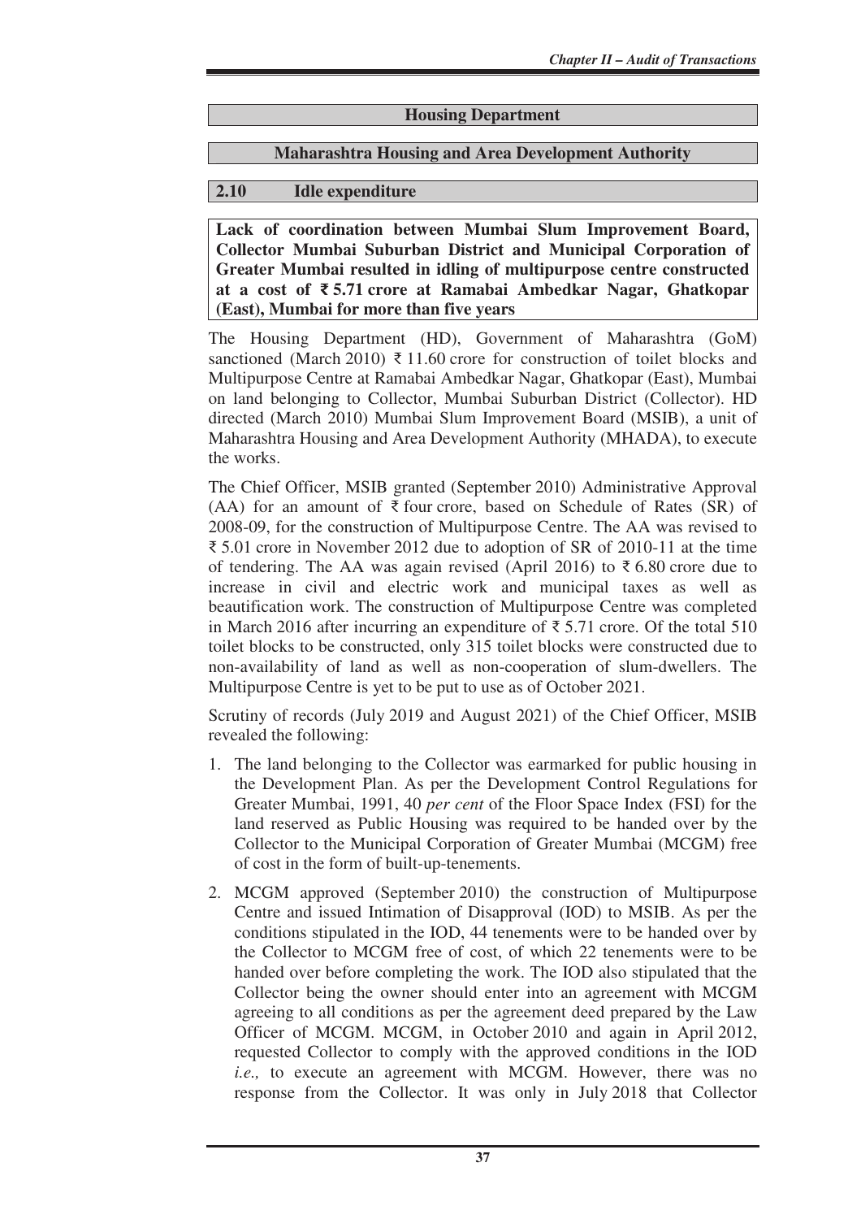## Housing Department

## Maharashtra Housing and Area Development Authority

### 2.10 Idle expenditure

**Lack of coordination between Mumbai Slum Improvement Board, Collector Mumbai Suburban District and Municipal Corporation of Greater Mumbai resulted in idling of multipurpose centre constructed at a cost of ₹ 5.71 crore at Ramabai Ambedkar Nagar, Ghatkopar (East), Mumbai for more than five years**

The Housing Department (HD), Government of Maharashtra (GoM) sanctioned (March 2010) ₹ 11.60 crore for construction of toilet blocks and Multipurpose Centre at Ramabai Ambedkar Nagar, Ghatkopar (East), Mumbai on land belonging to Collector, Mumbai Suburban District (Collector). HD directed (March 2010) Mumbai Slum Improvement Board (MSIB), a unit of Maharashtra Housing and Area Development Authority (MHADA), to execute the works.

The Chief Officer, MSIB granted (September 2010) Administrative Approval (AA) for an amount of ₹ four crore, based on Schedule of Rates (SR) of 2008-09, for the construction of Multipurpose Centre. The AA was revised to ₹ 5.01 crore in November 2012 due to adoption of SR of 2010-11 at the time of tendering. The AA was again revised (April 2016) to ₹ 6.80 crore due to increase in civil and electric work and municipal taxes as well as beautification work. The construction of Multipurpose Centre was completed in March 2016 after incurring an expenditure of ₹ 5.71 crore. Of the total 510 toilet blocks to be constructed, only 315 toilet blocks were constructed due to non-availability of land as well as non-cooperation of slum-dwellers. The Multipurpose Centre is yet to be put to use as of October 2021.

Scrutiny of records (July 2019 and August 2021) of the Chief Officer, MSIB revealed the following:

1. The land belonging to the Collector was earmarked for public housing in the Development Plan. As per the Development Control Regulations for Greater Mumbai, 1991, 40 *per cent* of the Floor Space Index (FSI) for the land reserved as Public Housing was required to be handed over by the Collector to the Municipal Corporation of Greater Mumbai (MCGM) free of cost in the form of built-up-tenements.
2. MCGM approved (September 2010) the construction of Multipurpose Centre and issued Intimation of Disapproval (IOD) to MSIB. As per the conditions stipulated in the IOD, 44 tenements were to be handed over by the Collector to MCGM free of cost, of which 22 tenements were to be handed over before completing the work. The IOD also stipulated that the Collector being the owner should enter into an agreement with MCGM agreeing to all conditions as per the agreement deed prepared by the Law Officer of MCGM. MCGM, in October 2010 and again in April 2012, requested Collector to comply with the approved conditions in the IOD *i.e.,* to execute an agreement with MCGM. However, there was no response from the Collector. It was only in July 2018 that Collector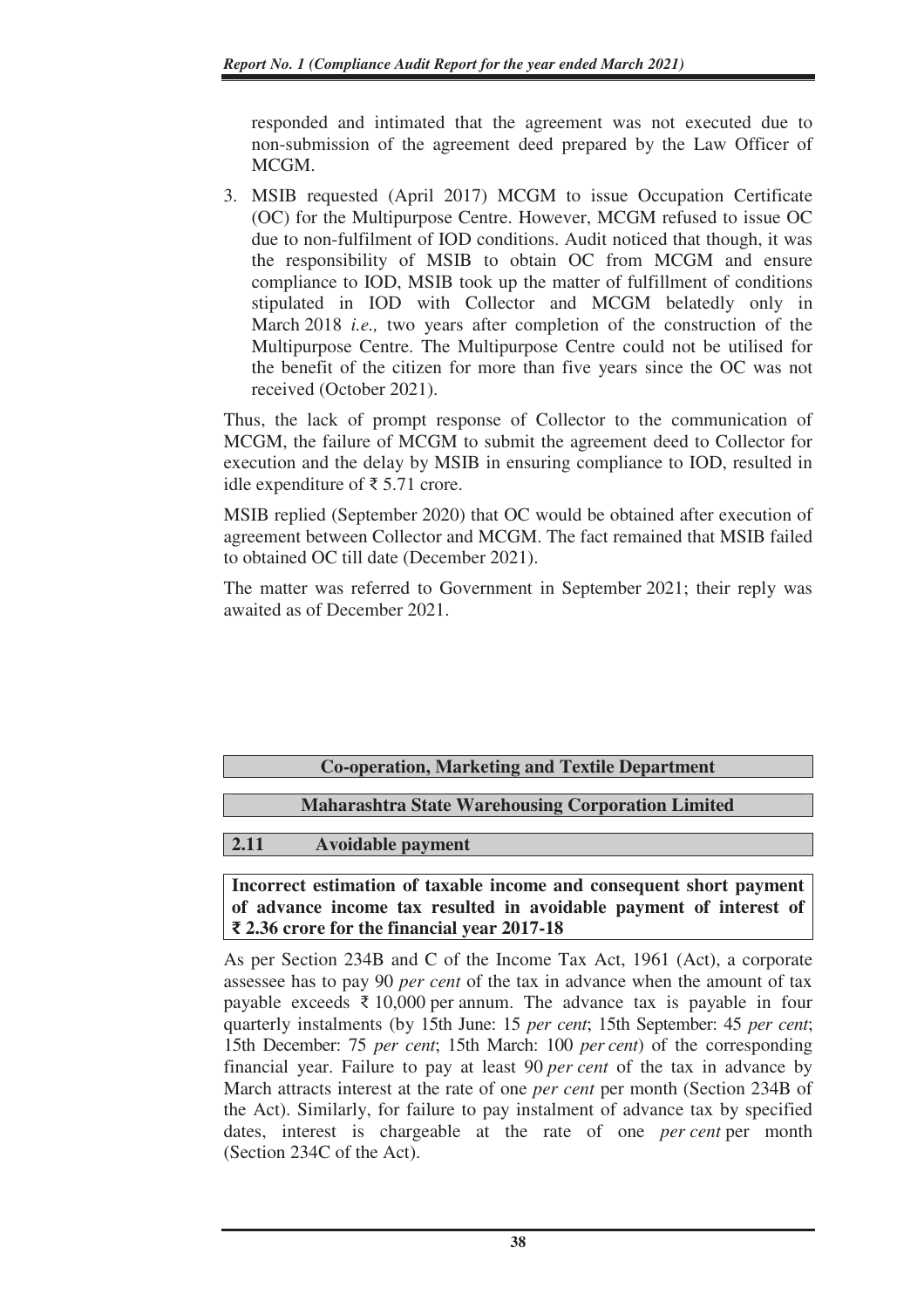responded and intimated that the agreement was not executed due to non-submission of the agreement deed prepared by the Law Officer of MCGM.

3. MSIB requested (April 2017) MCGM to issue Occupation Certificate (OC) for the Multipurpose Centre. However, MCGM refused to issue OC due to non-fulfilment of IOD conditions. Audit noticed that though, it was the responsibility of MSIB to obtain OC from MCGM and ensure compliance to IOD, MSIB took up the matter of fulfillment of conditions stipulated in IOD with Collector and MCGM belatedly only in March 2018 *i.e.,* two years after completion of the construction of the Multipurpose Centre. The Multipurpose Centre could not be utilised for the benefit of the citizen for more than five years since the OC was not received (October 2021).

Thus, the lack of prompt response of Collector to the communication of MCGM, the failure of MCGM to submit the agreement deed to Collector for execution and the delay by MSIB in ensuring compliance to IOD, resulted in idle expenditure of ₹ 5.71 crore.

MSIB replied (September 2020) that OC would be obtained after execution of agreement between Collector and MCGM. The fact remained that MSIB failed to obtained OC till date (December 2021).

The matter was referred to Government in September 2021; their reply was awaited as of December 2021.

## Co-operation, Marketing and Textile Department

## Maharashtra State Warehousing Corporation Limited

### 2.11 Avoidable payment

**Incorrect estimation of taxable income and consequent short payment of advance income tax resulted in avoidable payment of interest of ₹ 2.36 crore for the financial year 2017-18**

As per Section 234B and C of the Income Tax Act, 1961 (Act), a corporate assessee has to pay 90 *per cent* of the tax in advance when the amount of tax payable exceeds ₹ 10,000 per annum. The advance tax is payable in four quarterly instalments (by 15th June: 15 *per cent*; 15th September: 45 *per cent*; 15th December: 75 *per cent*; 15th March: 100 *per cent*) of the corresponding financial year. Failure to pay at least 90 *per cent* of the tax in advance by March attracts interest at the rate of one *per cent* per month (Section 234B of the Act). Similarly, for failure to pay instalment of advance tax by specified dates, interest is chargeable at the rate of one *per cent* per month (Section 234C of the Act).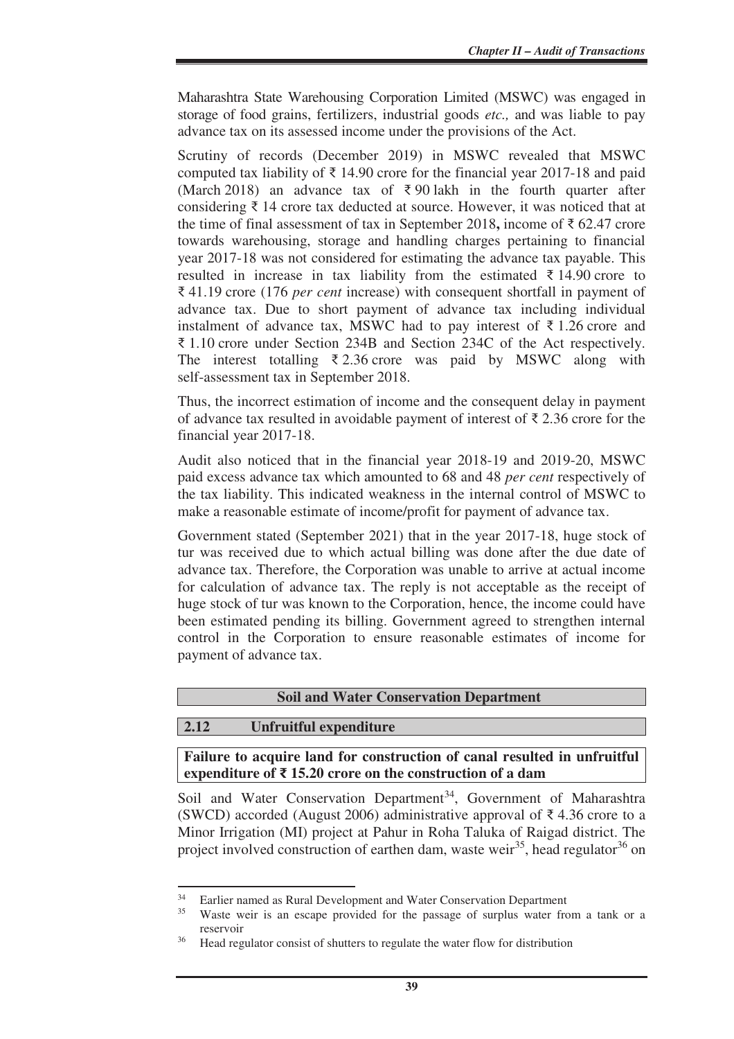Maharashtra State Warehousing Corporation Limited (MSWC) was engaged in storage of food grains, fertilizers, industrial goods *etc.,* and was liable to pay advance tax on its assessed income under the provisions of the Act.

Scrutiny of records (December 2019) in MSWC revealed that MSWC computed tax liability of ₹ 14.90 crore for the financial year 2017-18 and paid (March 2018) an advance tax of ₹ 90 lakh in the fourth quarter after considering ₹ 14 crore tax deducted at source. However, it was noticed that at the time of final assessment of tax in September 2018**,** income of ₹ 62.47 crore towards warehousing, storage and handling charges pertaining to financial year 2017-18 was not considered for estimating the advance tax payable. This resulted in increase in tax liability from the estimated ₹ 14.90 crore to ₹ 41.19 crore (176 *per cent* increase) with consequent shortfall in payment of advance tax. Due to short payment of advance tax including individual instalment of advance tax, MSWC had to pay interest of ₹ 1.26 crore and ₹ 1.10 crore under Section 234B and Section 234C of the Act respectively. The interest totalling ₹ 2.36 crore was paid by MSWC along with self-assessment tax in September 2018.

Thus, the incorrect estimation of income and the consequent delay in payment of advance tax resulted in avoidable payment of interest of ₹ 2.36 crore for the financial year 2017-18.

Audit also noticed that in the financial year 2018-19 and 2019-20, MSWC paid excess advance tax which amounted to 68 and 48 *per cent* respectively of the tax liability. This indicated weakness in the internal control of MSWC to make a reasonable estimate of income/profit for payment of advance tax.

Government stated (September 2021) that in the year 2017-18, huge stock of tur was received due to which actual billing was done after the due date of advance tax. Therefore, the Corporation was unable to arrive at actual income for calculation of advance tax. The reply is not acceptable as the receipt of huge stock of tur was known to the Corporation, hence, the income could have been estimated pending its billing. Government agreed to strengthen internal control in the Corporation to ensure reasonable estimates of income for payment of advance tax.

## Soil and Water Conservation Department

### 2.12 Unfruitful expenditure

**Failure to acquire land for construction of canal resulted in unfruitful expenditure of ₹ 15.20 crore on the construction of a dam**

Soil and Water Conservation Department[34], Government of Maharashtra (SWCD) accorded (August 2006) administrative approval of ₹ 4.36 crore to a Minor Irrigation (MI) project at Pahur in Roha Taluka of Raigad district. The project involved construction of earthen dam, waste weir[35], head regulator[36] on

---

[34] Earlier named as Rural Development and Water Conservation Department

[35] Waste weir is an escape provided for the passage of surplus water from a tank or a reservoir

[36] Head regulator consist of shutters to regulate the water flow for distribution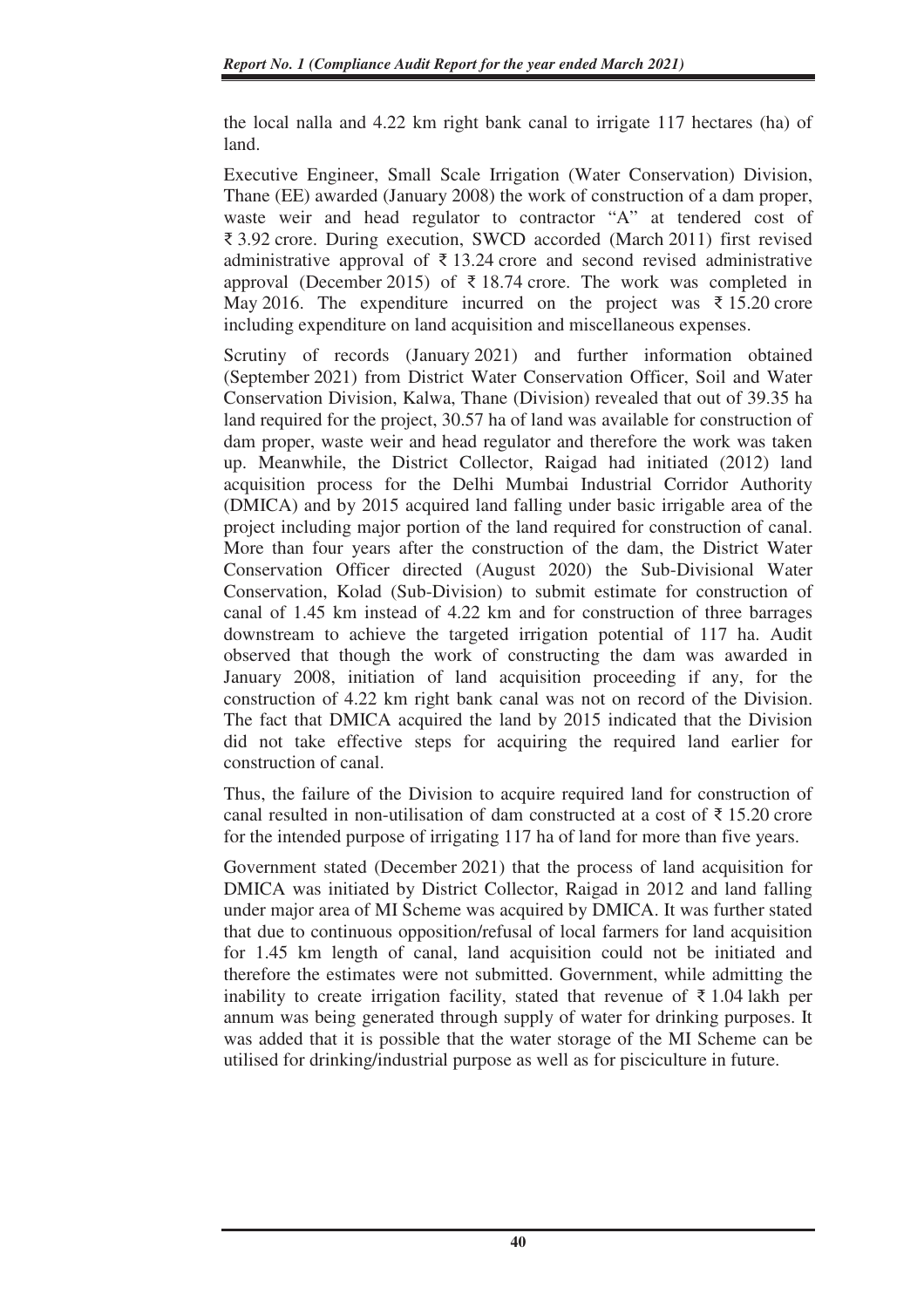the local nalla and 4.22 km right bank canal to irrigate 117 hectares (ha) of land.

Executive Engineer, Small Scale Irrigation (Water Conservation) Division, Thane (EE) awarded (January 2008) the work of construction of a dam proper, waste weir and head regulator to contractor "A" at tendered cost of ₹ 3.92 crore. During execution, SWCD accorded (March 2011) first revised administrative approval of ₹ 13.24 crore and second revised administrative approval (December 2015) of ₹ 18.74 crore. The work was completed in May 2016. The expenditure incurred on the project was ₹ 15.20 crore including expenditure on land acquisition and miscellaneous expenses.

Scrutiny of records (January 2021) and further information obtained (September 2021) from District Water Conservation Officer, Soil and Water Conservation Division, Kalwa, Thane (Division) revealed that out of 39.35 ha land required for the project, 30.57 ha of land was available for construction of dam proper, waste weir and head regulator and therefore the work was taken up. Meanwhile, the District Collector, Raigad had initiated (2012) land acquisition process for the Delhi Mumbai Industrial Corridor Authority (DMICA) and by 2015 acquired land falling under basic irrigable area of the project including major portion of the land required for construction of canal. More than four years after the construction of the dam, the District Water Conservation Officer directed (August 2020) the Sub-Divisional Water Conservation, Kolad (Sub-Division) to submit estimate for construction of canal of 1.45 km instead of 4.22 km and for construction of three barrages downstream to achieve the targeted irrigation potential of 117 ha. Audit observed that though the work of constructing the dam was awarded in January 2008, initiation of land acquisition proceeding if any, for the construction of 4.22 km right bank canal was not on record of the Division. The fact that DMICA acquired the land by 2015 indicated that the Division did not take effective steps for acquiring the required land earlier for construction of canal.

Thus, the failure of the Division to acquire required land for construction of canal resulted in non-utilisation of dam constructed at a cost of ₹ 15.20 crore for the intended purpose of irrigating 117 ha of land for more than five years.

Government stated (December 2021) that the process of land acquisition for DMICA was initiated by District Collector, Raigad in 2012 and land falling under major area of MI Scheme was acquired by DMICA. It was further stated that due to continuous opposition/refusal of local farmers for land acquisition for 1.45 km length of canal, land acquisition could not be initiated and therefore the estimates were not submitted. Government, while admitting the inability to create irrigation facility, stated that revenue of ₹ 1.04 lakh per annum was being generated through supply of water for drinking purposes. It was added that it is possible that the water storage of the MI Scheme can be utilised for drinking/industrial purpose as well as for pisciculture in future.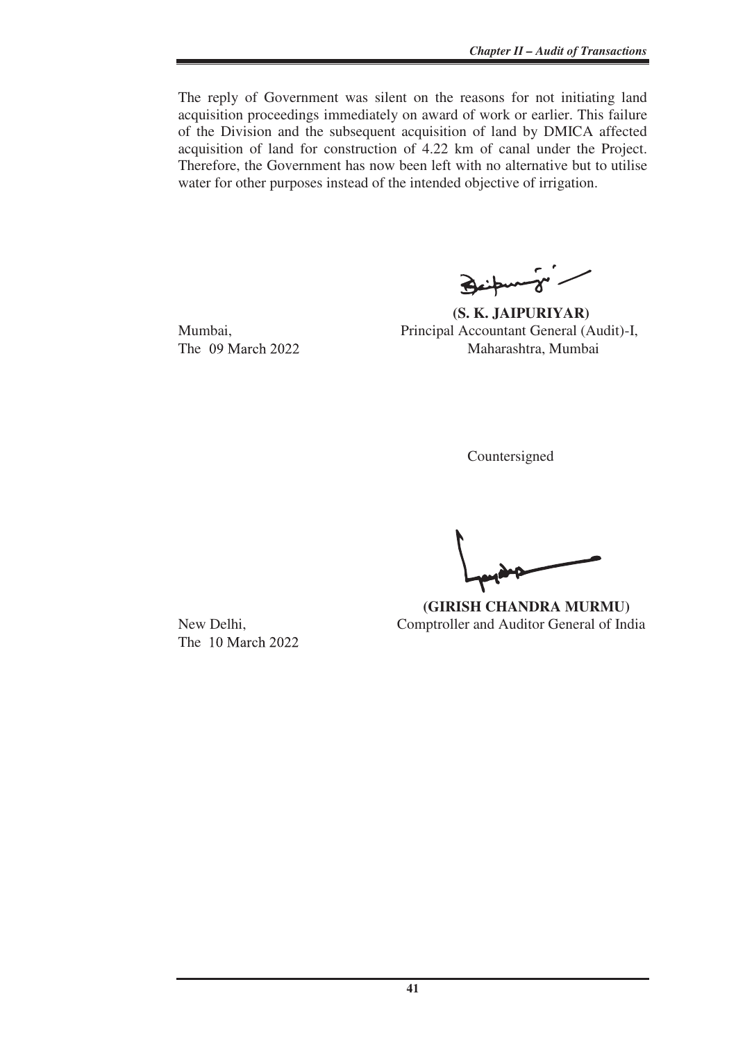The reply of Government was silent on the reasons for not initiating land acquisition proceedings immediately on award of work or earlier. This failure of the Division and the subsequent acquisition of land by DMICA affected acquisition of land for construction of 4.22 km of canal under the Project. Therefore, the Government has now been left with no alternative but to utilise water for other purposes instead of the intended objective of irrigation.

**(S. K. JAIPURIYAR)**
Principal Accountant General (Audit)-I,
Maharashtra, Mumbai

Mumbai,
The 09 March 2022

Countersigned

**(GIRISH CHANDRA MURMU)**
Comptroller and Auditor General of India

New Delhi,
The 10 March 2022